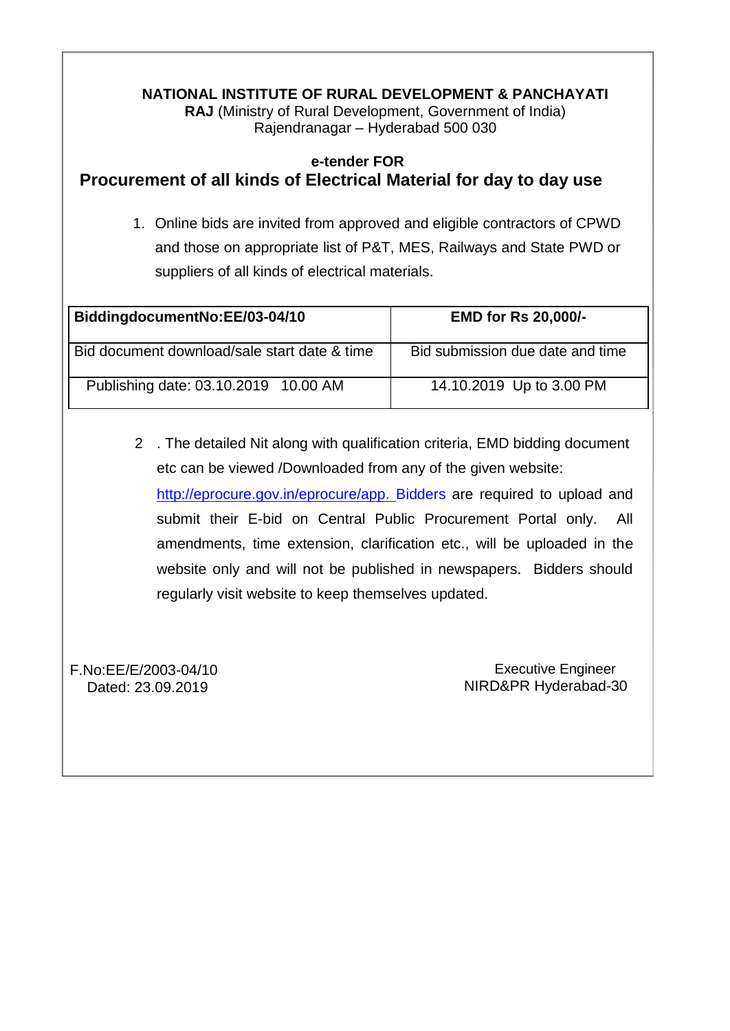**NATIONAL INSTITUTE OF RURAL DEVELOPMENT & PANCHAYATI RAJ** (Ministry of Rural Development, Government of India)
Rajendranagar – Hyderabad 500 030

**e-tender FOR**

## Procurement of all kinds of Electrical Material for day to day use

1. Online bids are invited from approved and eligible contractors of CPWD and those on appropriate list of P&T, MES, Railways and State PWD or suppliers of all kinds of electrical materials.

| **BiddingdocumentNo:EE/03-04/10** | **EMD for Rs 20,000/-** |
|---|---|
| Bid document download/sale start date & time | Bid submission due date and time |
| Publishing date: 03.10.2019 10.00 AM | 14.10.2019 Up to 3.00 PM |

2 . The detailed Nit along with qualification criteria, EMD bidding document etc can be viewed /Downloaded from any of the given website: http://eprocure.gov.in/eprocure/app. Bidders are required to upload and submit their E-bid on Central Public Procurement Portal only. All amendments, time extension, clarification etc., will be uploaded in the website only and will not be published in newspapers. Bidders should regularly visit website to keep themselves updated.

F.No:EE/E/2003-04/10
Dated: 23.09.2019

Executive Engineer
NIRD&PR Hyderabad-30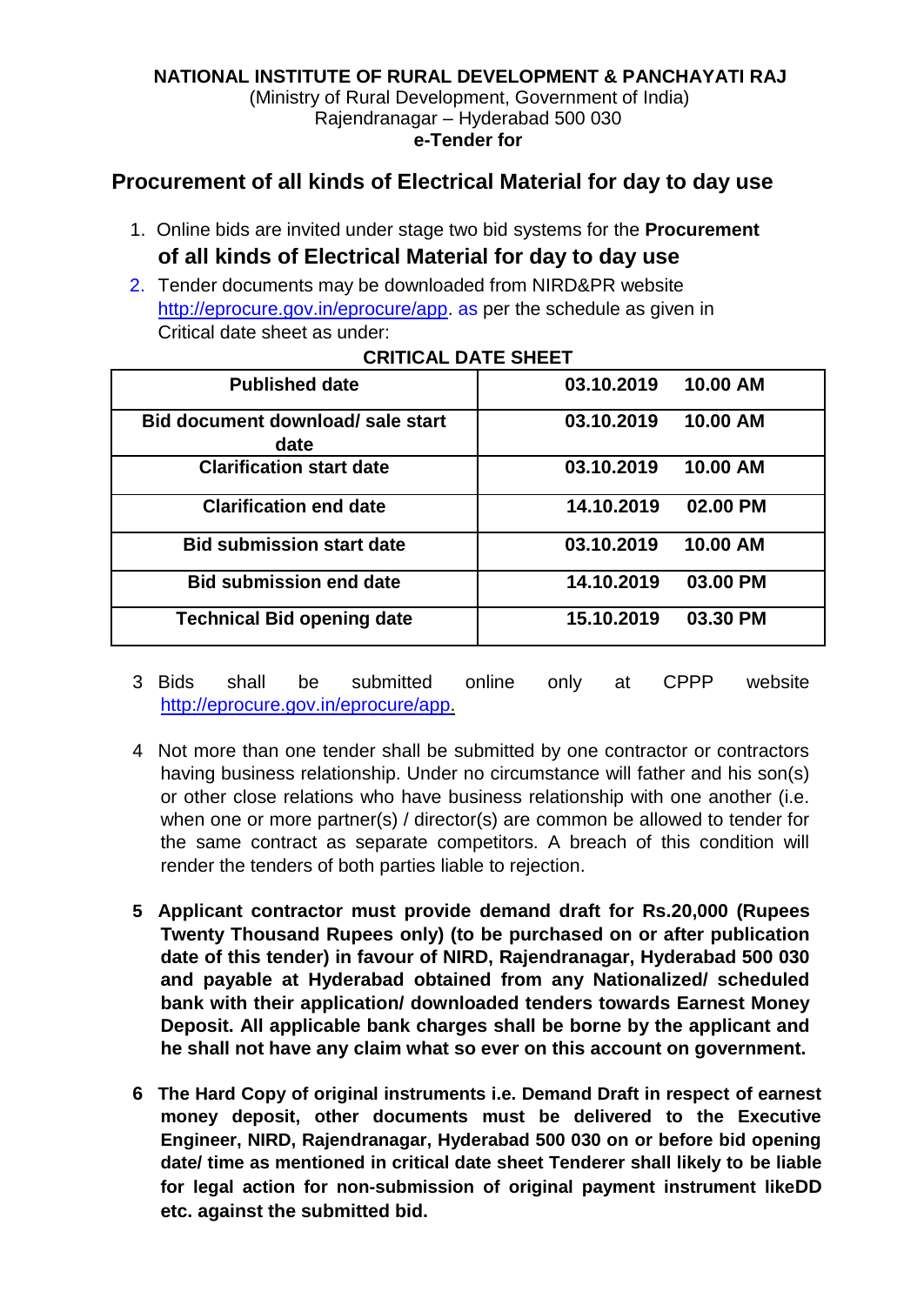**NATIONAL INSTITUTE OF RURAL DEVELOPMENT & PANCHAYATI RAJ**
(Ministry of Rural Development, Government of India)
Rajendranagar – Hyderabad 500 030
**e-Tender for**

## Procurement of all kinds of Electrical Material for day to day use

1. Online bids are invited under stage two bid systems for the **Procurement of all kinds of Electrical Material for day to day use**
2. Tender documents may be downloaded from NIRD&PR website http://eprocure.gov.in/eprocure/app. as per the schedule as given in Critical date sheet as under:

**CRITICAL DATE SHEET**

| Published date | 03.10.2019 10.00 AM |
|---|---|
| **Bid document download/ sale start date** | **03.10.2019 10.00 AM** |
| **Clarification start date** | **03.10.2019 10.00 AM** |
| **Clarification end date** | **14.10.2019 02.00 PM** |
| **Bid submission start date** | **03.10.2019 10.00 AM** |
| **Bid submission end date** | **14.10.2019 03.00 PM** |
| **Technical Bid opening date** | **15.10.2019 03.30 PM** |

3 Bids shall be submitted online only at CPPP website http://eprocure.gov.in/eprocure/app.

4 Not more than one tender shall be submitted by one contractor or contractors having business relationship. Under no circumstance will father and his son(s) or other close relations who have business relationship with one another (i.e. when one or more partner(s) / director(s) are common be allowed to tender for the same contract as separate competitors. A breach of this condition will render the tenders of both parties liable to rejection.

**5 Applicant contractor must provide demand draft for Rs.20,000 (Rupees Twenty Thousand Rupees only) (to be purchased on or after publication date of this tender) in favour of NIRD, Rajendranagar, Hyderabad 500 030 and payable at Hyderabad obtained from any Nationalized/ scheduled bank with their application/ downloaded tenders towards Earnest Money Deposit. All applicable bank charges shall be borne by the applicant and he shall not have any claim what so ever on this account on government.**

**6 The Hard Copy of original instruments i.e. Demand Draft in respect of earnest money deposit, other documents must be delivered to the Executive Engineer, NIRD, Rajendranagar, Hyderabad 500 030 on or before bid opening date/ time as mentioned in critical date sheet Tenderer shall likely to be liable for legal action for non-submission of original payment instrument likeDD etc. against the submitted bid.**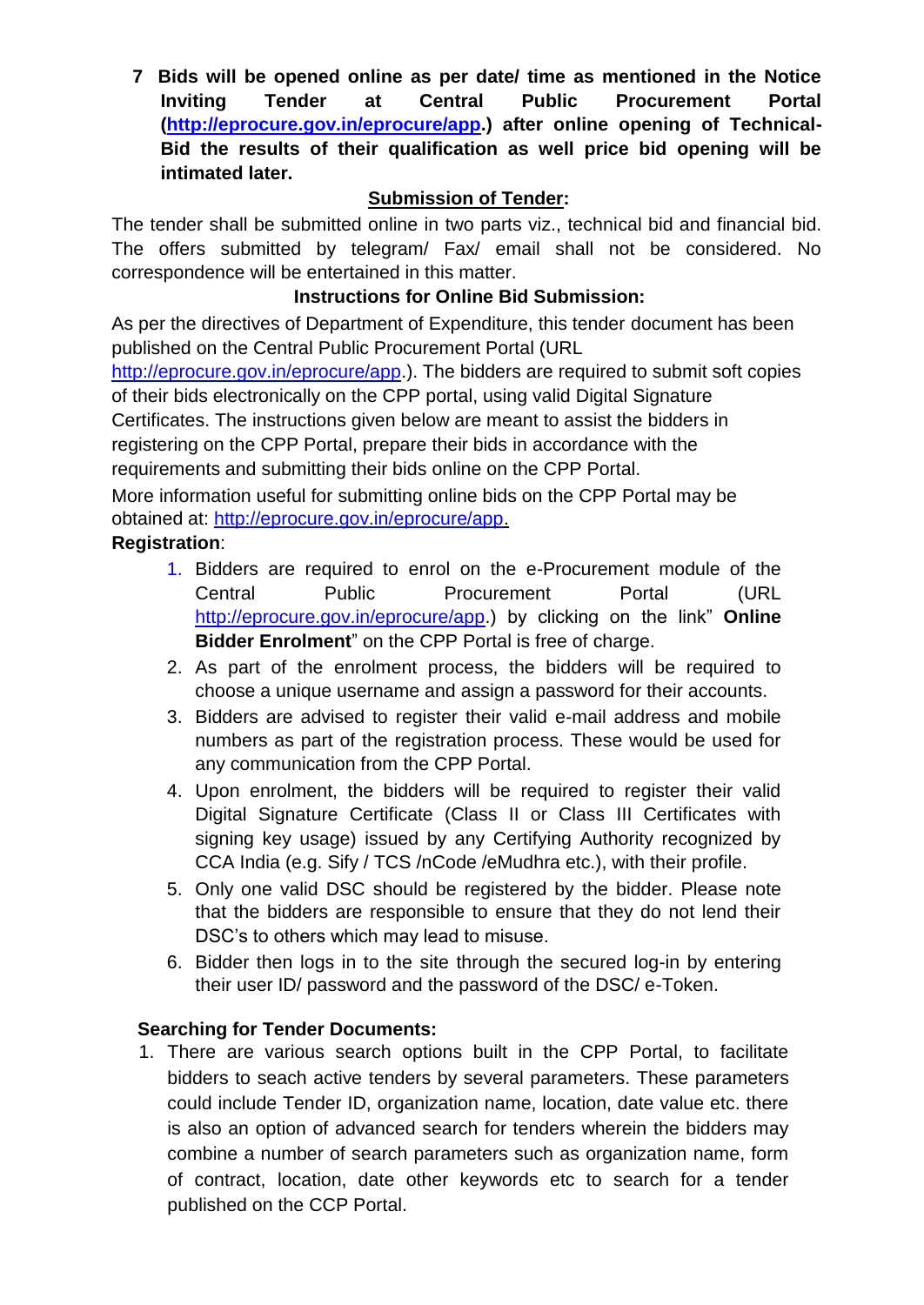7. **Bids will be opened online as per date/ time as mentioned in the Notice Inviting Tender at Central Public Procurement Portal (http://eprocure.gov.in/eprocure/app.) after online opening of Technical-Bid the results of their qualification as well price bid opening will be intimated later.**

## Submission of Tender:

The tender shall be submitted online in two parts viz., technical bid and financial bid. The offers submitted by telegram/ Fax/ email shall not be considered. No correspondence will be entertained in this matter.

### Instructions for Online Bid Submission:

As per the directives of Department of Expenditure, this tender document has been published on the Central Public Procurement Portal (URL http://eprocure.gov.in/eprocure/app.). The bidders are required to submit soft copies of their bids electronically on the CPP portal, using valid Digital Signature Certificates. The instructions given below are meant to assist the bidders in registering on the CPP Portal, prepare their bids in accordance with the requirements and submitting their bids online on the CPP Portal.

More information useful for submitting online bids on the CPP Portal may be obtained at: http://eprocure.gov.in/eprocure/app.

**Registration**:

1. Bidders are required to enrol on the e-Procurement module of the Central Public Procurement Portal (URL http://eprocure.gov.in/eprocure/app.) by clicking on the link" **Online Bidder Enrolment**" on the CPP Portal is free of charge.
2. As part of the enrolment process, the bidders will be required to choose a unique username and assign a password for their accounts.
3. Bidders are advised to register their valid e-mail address and mobile numbers as part of the registration process. These would be used for any communication from the CPP Portal.
4. Upon enrolment, the bidders will be required to register their valid Digital Signature Certificate (Class II or Class III Certificates with signing key usage) issued by any Certifying Authority recognized by CCA India (e.g. Sify / TCS /nCode /eMudhra etc.), with their profile.
5. Only one valid DSC should be registered by the bidder. Please note that the bidders are responsible to ensure that they do not lend their DSC's to others which may lead to misuse.
6. Bidder then logs in to the site through the secured log-in by entering their user ID/ password and the password of the DSC/ e-Token.

**Searching for Tender Documents:**

1. There are various search options built in the CPP Portal, to facilitate bidders to seach active tenders by several parameters. These parameters could include Tender ID, organization name, location, date value etc. there is also an option of advanced search for tenders wherein the bidders may combine a number of search parameters such as organization name, form of contract, location, date other keywords etc to search for a tender published on the CCP Portal.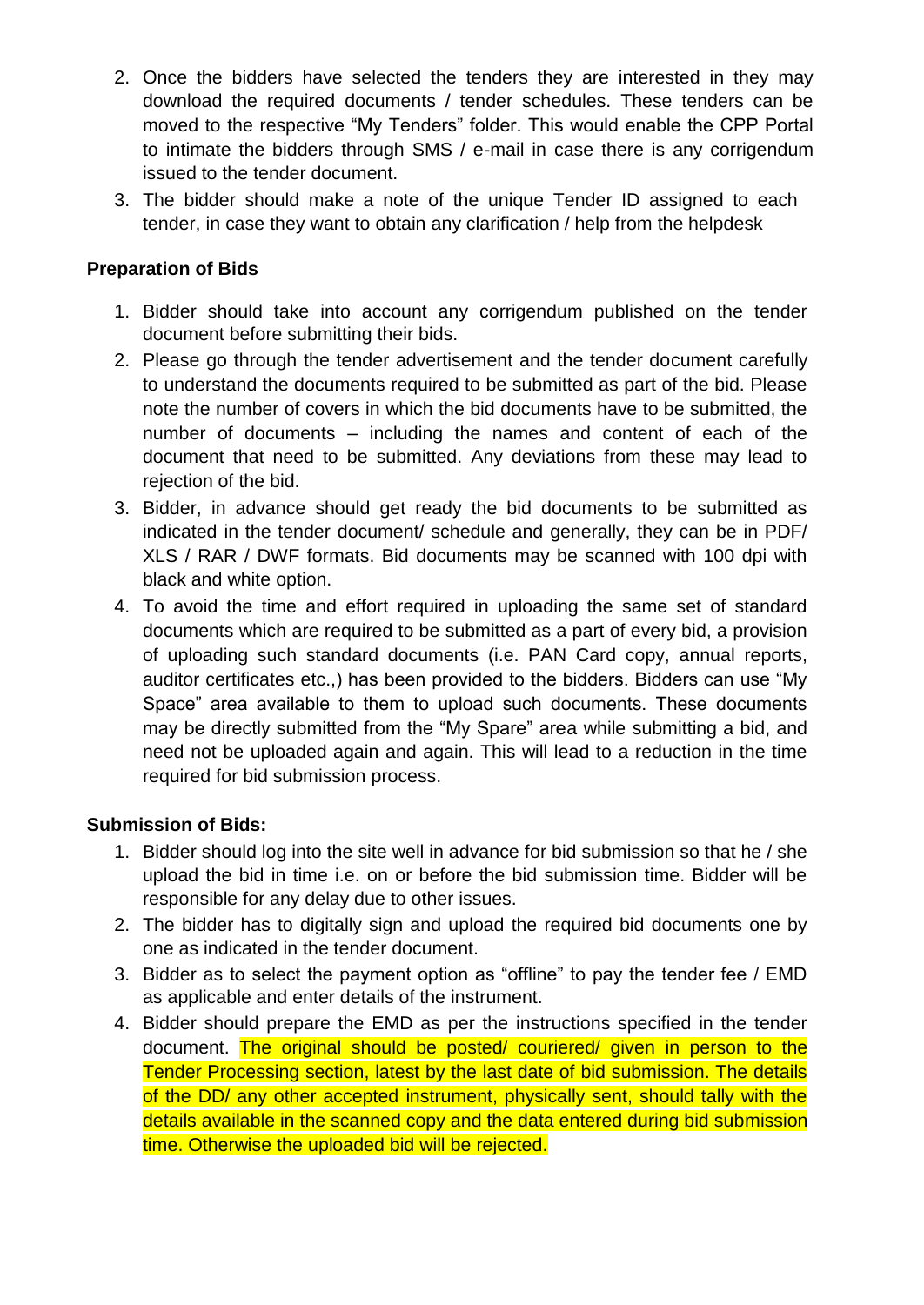2. Once the bidders have selected the tenders they are interested in they may download the required documents / tender schedules. These tenders can be moved to the respective "My Tenders" folder. This would enable the CPP Portal to intimate the bidders through SMS / e-mail in case there is any corrigendum issued to the tender document.
3. The bidder should make a note of the unique Tender ID assigned to each tender, in case they want to obtain any clarification / help from the helpdesk

**Preparation of Bids**

1. Bidder should take into account any corrigendum published on the tender document before submitting their bids.
2. Please go through the tender advertisement and the tender document carefully to understand the documents required to be submitted as part of the bid. Please note the number of covers in which the bid documents have to be submitted, the number of documents – including the names and content of each of the document that need to be submitted. Any deviations from these may lead to rejection of the bid.
3. Bidder, in advance should get ready the bid documents to be submitted as indicated in the tender document/ schedule and generally, they can be in PDF/ XLS / RAR / DWF formats. Bid documents may be scanned with 100 dpi with black and white option.
4. To avoid the time and effort required in uploading the same set of standard documents which are required to be submitted as a part of every bid, a provision of uploading such standard documents (i.e. PAN Card copy, annual reports, auditor certificates etc.,) has been provided to the bidders. Bidders can use "My Space" area available to them to upload such documents. These documents may be directly submitted from the "My Spare" area while submitting a bid, and need not be uploaded again and again. This will lead to a reduction in the time required for bid submission process.

**Submission of Bids:**

1. Bidder should log into the site well in advance for bid submission so that he / she upload the bid in time i.e. on or before the bid submission time. Bidder will be responsible for any delay due to other issues.
2. The bidder has to digitally sign and upload the required bid documents one by one as indicated in the tender document.
3. Bidder as to select the payment option as "offline" to pay the tender fee / EMD as applicable and enter details of the instrument.
4. Bidder should prepare the EMD as per the instructions specified in the tender document. The original should be posted/ couriered/ given in person to the Tender Processing section, latest by the last date of bid submission. The details of the DD/ any other accepted instrument, physically sent, should tally with the details available in the scanned copy and the data entered during bid submission time. Otherwise the uploaded bid will be rejected.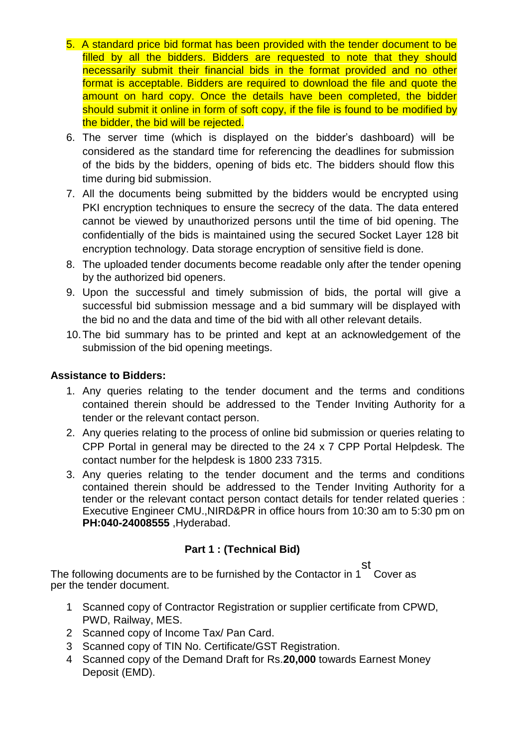5. A standard price bid format has been provided with the tender document to be filled by all the bidders. Bidders are requested to note that they should necessarily submit their financial bids in the format provided and no other format is acceptable. Bidders are required to download the file and quote the amount on hard copy. Once the details have been completed, the bidder should submit it online in form of soft copy, if the file is found to be modified by the bidder, the bid will be rejected.
6. The server time (which is displayed on the bidder's dashboard) will be considered as the standard time for referencing the deadlines for submission of the bids by the bidders, opening of bids etc. The bidders should flow this time during bid submission.
7. All the documents being submitted by the bidders would be encrypted using PKI encryption techniques to ensure the secrecy of the data. The data entered cannot be viewed by unauthorized persons until the time of bid opening. The confidentially of the bids is maintained using the secured Socket Layer 128 bit encryption technology. Data storage encryption of sensitive field is done.
8. The uploaded tender documents become readable only after the tender opening by the authorized bid openers.
9. Upon the successful and timely submission of bids, the portal will give a successful bid submission message and a bid summary will be displayed with the bid no and the data and time of the bid with all other relevant details.
10. The bid summary has to be printed and kept at an acknowledgement of the submission of the bid opening meetings.

**Assistance to Bidders:**

1. Any queries relating to the tender document and the terms and conditions contained therein should be addressed to the Tender Inviting Authority for a tender or the relevant contact person.
2. Any queries relating to the process of online bid submission or queries relating to CPP Portal in general may be directed to the 24 x 7 CPP Portal Helpdesk. The contact number for the helpdesk is 1800 233 7315.
3. Any queries relating to the tender document and the terms and conditions contained therein should be addressed to the Tender Inviting Authority for a tender or the relevant contact person contact details for tender related queries : Executive Engineer CMU.,NIRD&PR in office hours from 10:30 am to 5:30 pm on **PH:040-24008555** ,Hyderabad.

**Part 1 : (Technical Bid)**

The following documents are to be furnished by the Contactor in 1st Cover as per the tender document.

1. Scanned copy of Contractor Registration or supplier certificate from CPWD, PWD, Railway, MES.
2. Scanned copy of Income Tax/ Pan Card.
3. Scanned copy of TIN No. Certificate/GST Registration.
4. Scanned copy of the Demand Draft for Rs.**20,000** towards Earnest Money Deposit (EMD).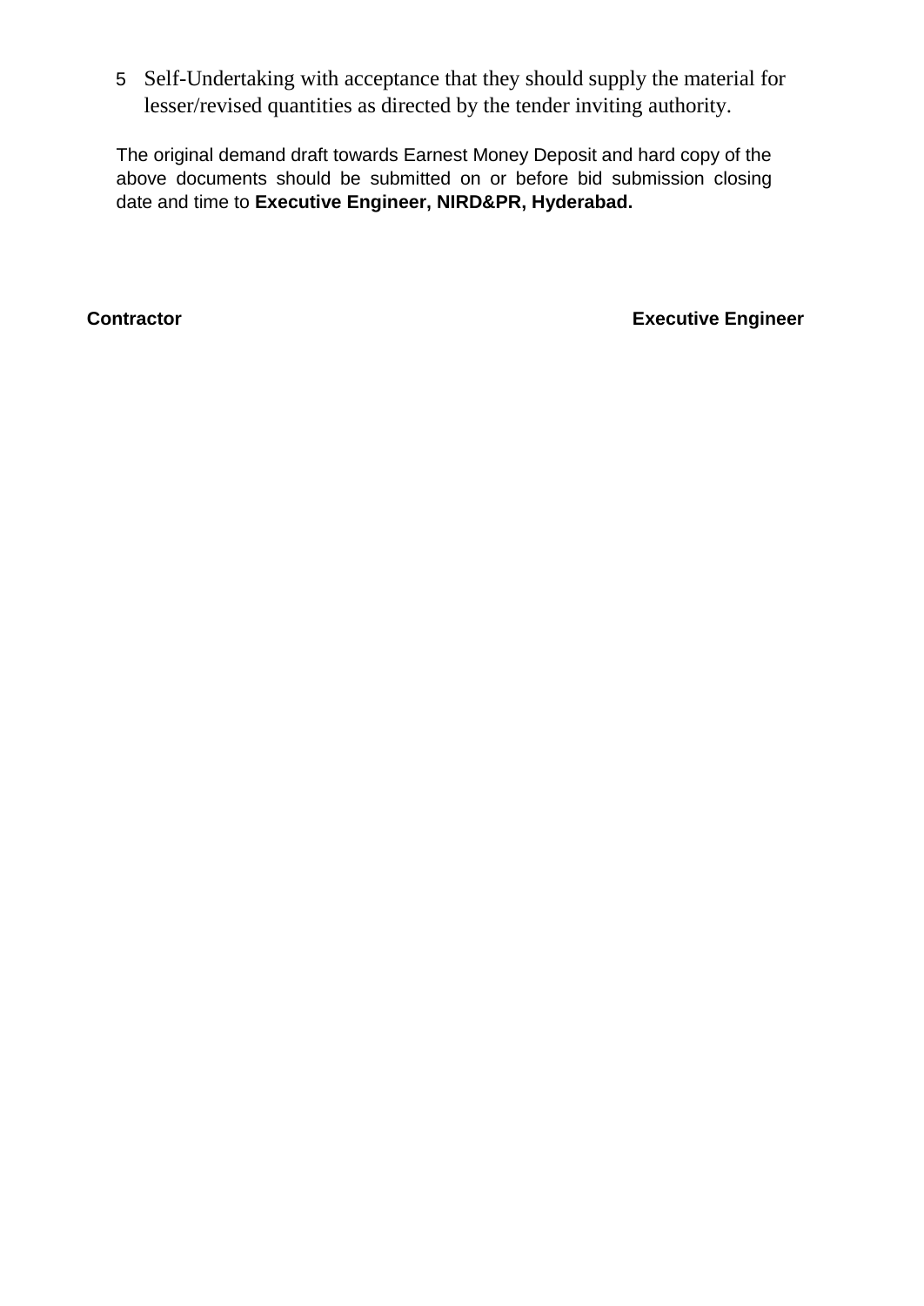5. Self-Undertaking with acceptance that they should supply the material for lesser/revised quantities as directed by the tender inviting authority.

The original demand draft towards Earnest Money Deposit and hard copy of the above documents should be submitted on or before bid submission closing date and time to **Executive Engineer, NIRD&PR, Hyderabad.**

**Contractor** **Executive Engineer**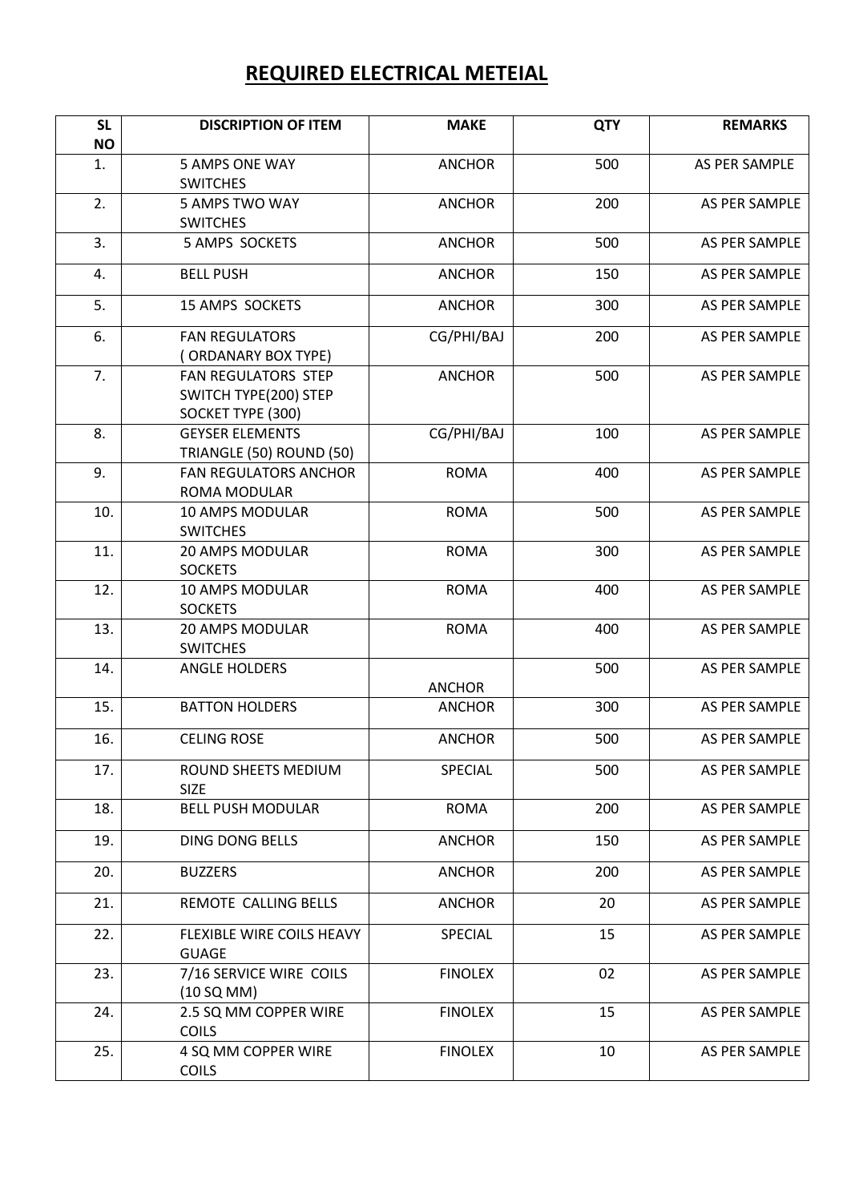# REQUIRED ELECTRICAL METEIAL

| SL NO | DISCRIPTION OF ITEM | MAKE | QTY | REMARKS |
|---|---|---|---|---|
| 1. | 5 AMPS ONE WAY SWITCHES | ANCHOR | 500 | AS PER SAMPLE |
| 2. | 5 AMPS TWO WAY SWITCHES | ANCHOR | 200 | AS PER SAMPLE |
| 3. | 5 AMPS SOCKETS | ANCHOR | 500 | AS PER SAMPLE |
| 4. | BELL PUSH | ANCHOR | 150 | AS PER SAMPLE |
| 5. | 15 AMPS SOCKETS | ANCHOR | 300 | AS PER SAMPLE |
| 6. | FAN REGULATORS ( ORDANARY BOX TYPE) | CG/PHI/BAJ | 200 | AS PER SAMPLE |
| 7. | FAN REGULATORS STEP SWITCH TYPE(200) STEP SOCKET TYPE (300) | ANCHOR | 500 | AS PER SAMPLE |
| 8. | GEYSER ELEMENTS TRIANGLE (50) ROUND (50) | CG/PHI/BAJ | 100 | AS PER SAMPLE |
| 9. | FAN REGULATORS ANCHOR ROMA MODULAR | ROMA | 400 | AS PER SAMPLE |
| 10. | 10 AMPS MODULAR SWITCHES | ROMA | 500 | AS PER SAMPLE |
| 11. | 20 AMPS MODULAR SOCKETS | ROMA | 300 | AS PER SAMPLE |
| 12. | 10 AMPS MODULAR SOCKETS | ROMA | 400 | AS PER SAMPLE |
| 13. | 20 AMPS MODULAR SWITCHES | ROMA | 400 | AS PER SAMPLE |
| 14. | ANGLE HOLDERS | ANCHOR | 500 | AS PER SAMPLE |
| 15. | BATTON HOLDERS | ANCHOR | 300 | AS PER SAMPLE |
| 16. | CELING ROSE | ANCHOR | 500 | AS PER SAMPLE |
| 17. | ROUND SHEETS MEDIUM SIZE | SPECIAL | 500 | AS PER SAMPLE |
| 18. | BELL PUSH MODULAR | ROMA | 200 | AS PER SAMPLE |
| 19. | DING DONG BELLS | ANCHOR | 150 | AS PER SAMPLE |
| 20. | BUZZERS | ANCHOR | 200 | AS PER SAMPLE |
| 21. | REMOTE CALLING BELLS | ANCHOR | 20 | AS PER SAMPLE |
| 22. | FLEXIBLE WIRE COILS HEAVY GUAGE | SPECIAL | 15 | AS PER SAMPLE |
| 23. | 7/16 SERVICE WIRE COILS (10 SQ MM) | FINOLEX | 02 | AS PER SAMPLE |
| 24. | 2.5 SQ MM COPPER WIRE COILS | FINOLEX | 15 | AS PER SAMPLE |
| 25. | 4 SQ MM COPPER WIRE COILS | FINOLEX | 10 | AS PER SAMPLE |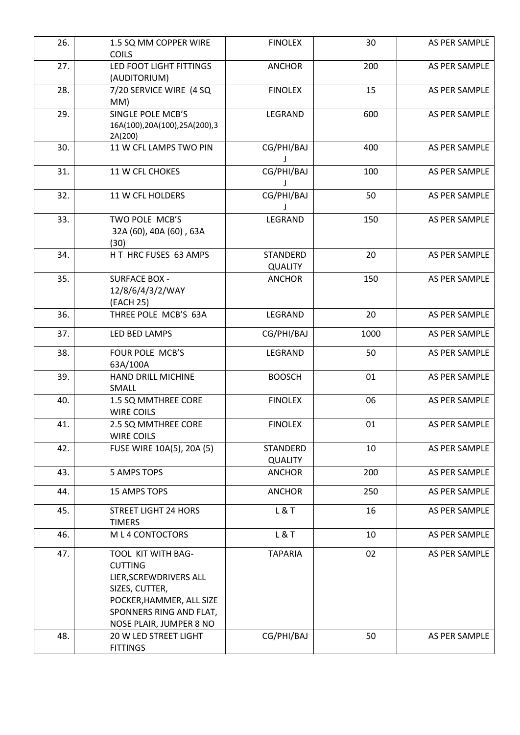| 26. | 1.5 SQ MM COPPER WIRE COILS | FINOLEX | 30 | AS PER SAMPLE |
|---|---|---|---|---|
| 27. | LED FOOT LIGHT FITTINGS (AUDITORIUM) | ANCHOR | 200 | AS PER SAMPLE |
| 28. | 7/20 SERVICE WIRE (4 SQ MM) | FINOLEX | 15 | AS PER SAMPLE |
| 29. | SINGLE POLE MCB'S 16A(100),20A(100),25A(200),32A(200) | LEGRAND | 600 | AS PER SAMPLE |
| 30. | 11 W CFL LAMPS TWO PIN | CG/PHI/BAJ J | 400 | AS PER SAMPLE |
| 31. | 11 W CFL CHOKES | CG/PHI/BAJ J | 100 | AS PER SAMPLE |
| 32. | 11 W CFL HOLDERS | CG/PHI/BAJ J | 50 | AS PER SAMPLE |
| 33. | TWO POLE MCB'S 32A (60), 40A (60) , 63A (30) | LEGRAND | 150 | AS PER SAMPLE |
| 34. | H T HRC FUSES 63 AMPS | STANDERD QUALITY | 20 | AS PER SAMPLE |
| 35. | SURFACE BOX - 12/8/6/4/3/2/WAY (EACH 25) | ANCHOR | 150 | AS PER SAMPLE |
| 36. | THREE POLE MCB'S 63A | LEGRAND | 20 | AS PER SAMPLE |
| 37. | LED BED LAMPS | CG/PHI/BAJ | 1000 | AS PER SAMPLE |
| 38. | FOUR POLE MCB'S 63A/100A | LEGRAND | 50 | AS PER SAMPLE |
| 39. | HAND DRILL MICHINE SMALL | BOOSCH | 01 | AS PER SAMPLE |
| 40. | 1.5 SQ MMTHREE CORE WIRE COILS | FINOLEX | 06 | AS PER SAMPLE |
| 41. | 2.5 SQ MMTHREE CORE WIRE COILS | FINOLEX | 01 | AS PER SAMPLE |
| 42. | FUSE WIRE 10A(5), 20A (5) | STANDERD QUALITY | 10 | AS PER SAMPLE |
| 43. | 5 AMPS TOPS | ANCHOR | 200 | AS PER SAMPLE |
| 44. | 15 AMPS TOPS | ANCHOR | 250 | AS PER SAMPLE |
| 45. | STREET LIGHT 24 HORS TIMERS | L & T | 16 | AS PER SAMPLE |
| 46. | M L 4 CONTOCTORS | L & T | 10 | AS PER SAMPLE |
| 47. | TOOL KIT WITH BAG- CUTTING LIER,SCREWDRIVERS ALL SIZES, CUTTER, POCKER,HAMMER, ALL SIZE SPONNERS RING AND FLAT, NOSE PLAIR, JUMPER 8 NO | TAPARIA | 02 | AS PER SAMPLE |
| 48. | 20 W LED STREET LIGHT FITTINGS | CG/PHI/BAJ | 50 | AS PER SAMPLE |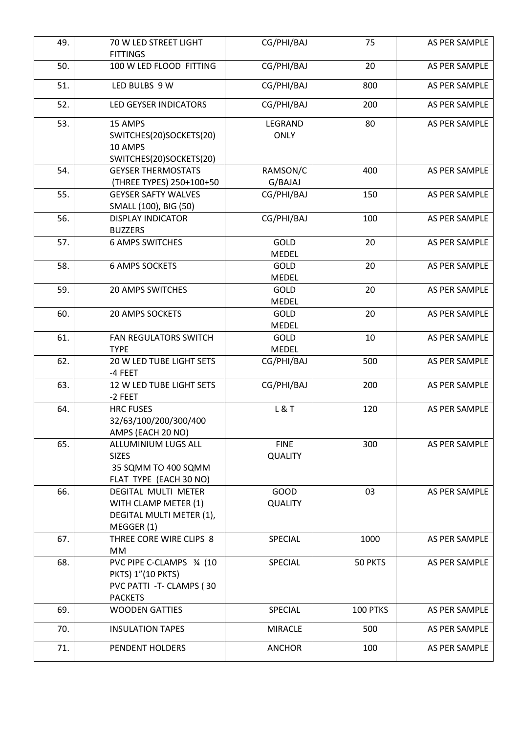| 49. | 70 W LED STREET LIGHT FITTINGS | CG/PHI/BAJ | 75 | AS PER SAMPLE |
|---|---|---|---|---|
| 50. | 100 W LED FLOOD FITTING | CG/PHI/BAJ | 20 | AS PER SAMPLE |
| 51. | LED BULBS 9 W | CG/PHI/BAJ | 800 | AS PER SAMPLE |
| 52. | LED GEYSER INDICATORS | CG/PHI/BAJ | 200 | AS PER SAMPLE |
| 53. | 15 AMPS SWITCHES(20)SOCKETS(20) 10 AMPS SWITCHES(20)SOCKETS(20) | LEGRAND ONLY | 80 | AS PER SAMPLE |
| 54. | GEYSER THERMOSTATS (THREE TYPES) 250+100+50 | RAMSON/CG/BAJAJ | 400 | AS PER SAMPLE |
| 55. | GEYSER SAFTY WALVES SMALL (100), BIG (50) | CG/PHI/BAJ | 150 | AS PER SAMPLE |
| 56. | DISPLAY INDICATOR BUZZERS | CG/PHI/BAJ | 100 | AS PER SAMPLE |
| 57. | 6 AMPS SWITCHES | GOLD MEDEL | 20 | AS PER SAMPLE |
| 58. | 6 AMPS SOCKETS | GOLD MEDEL | 20 | AS PER SAMPLE |
| 59. | 20 AMPS SWITCHES | GOLD MEDEL | 20 | AS PER SAMPLE |
| 60. | 20 AMPS SOCKETS | GOLD MEDEL | 20 | AS PER SAMPLE |
| 61. | FAN REGULATORS SWITCH TYPE | GOLD MEDEL | 10 | AS PER SAMPLE |
| 62. | 20 W LED TUBE LIGHT SETS -4 FEET | CG/PHI/BAJ | 500 | AS PER SAMPLE |
| 63. | 12 W LED TUBE LIGHT SETS -2 FEET | CG/PHI/BAJ | 200 | AS PER SAMPLE |
| 64. | HRC FUSES 32/63/100/200/300/400 AMPS (EACH 20 NO) | L & T | 120 | AS PER SAMPLE |
| 65. | ALLUMINIUM LUGS ALL SIZES 35 SQMM TO 400 SQMM FLAT TYPE (EACH 30 NO) | FINE QUALITY | 300 | AS PER SAMPLE |
| 66. | DEGITAL MULTI METER WITH CLAMP METER (1) DEGITAL MULTI METER (1), MEGGER (1) | GOOD QUALITY | 03 | AS PER SAMPLE |
| 67. | THREE CORE WIRE CLIPS 8 MM | SPECIAL | 1000 | AS PER SAMPLE |
| 68. | PVC PIPE C-CLAMPS ¾ (10 PKTS) 1"(10 PKTS) PVC PATTI -T- CLAMPS ( 30 PACKETS | SPECIAL | 50 PKTS | AS PER SAMPLE |
| 69. | WOODEN GATTIES | SPECIAL | 100 PTKS | AS PER SAMPLE |
| 70. | INSULATION TAPES | MIRACLE | 500 | AS PER SAMPLE |
| 71. | PENDENT HOLDERS | ANCHOR | 100 | AS PER SAMPLE |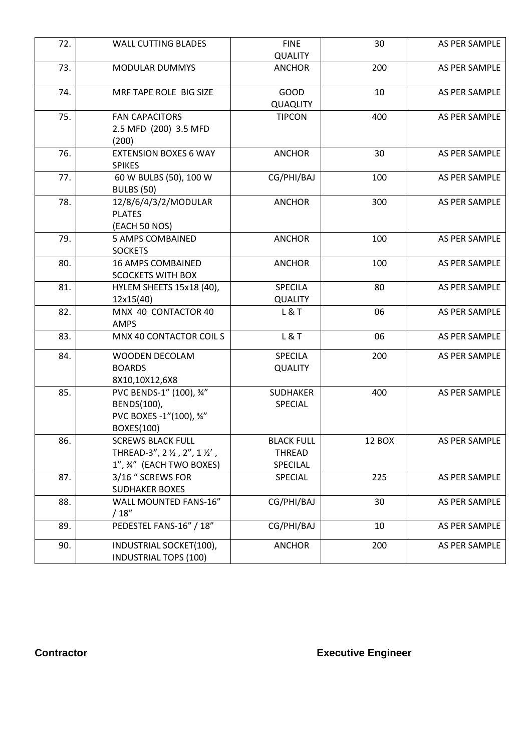| 72. | WALL CUTTING BLADES | FINE QUALITY | 30 | AS PER SAMPLE |
|---|---|---|---|---|
| 73. | MODULAR DUMMYS | ANCHOR | 200 | AS PER SAMPLE |
| 74. | MRF TAPE ROLE BIG SIZE | GOOD QUAQLITY | 10 | AS PER SAMPLE |
| 75. | FAN CAPACITORS 2.5 MFD (200) 3.5 MFD (200) | TIPCON | 400 | AS PER SAMPLE |
| 76. | EXTENSION BOXES 6 WAY SPIKES | ANCHOR | 30 | AS PER SAMPLE |
| 77. | 60 W BULBS (50), 100 W BULBS (50) | CG/PHI/BAJ | 100 | AS PER SAMPLE |
| 78. | 12/8/6/4/3/2/MODULAR PLATES (EACH 50 NOS) | ANCHOR | 300 | AS PER SAMPLE |
| 79. | 5 AMPS COMBAINED SOCKETS | ANCHOR | 100 | AS PER SAMPLE |
| 80. | 16 AMPS COMBAINED SCOCKETS WITH BOX | ANCHOR | 100 | AS PER SAMPLE |
| 81. | HYLEM SHEETS 15x18 (40), 12x15(40) | SPECILA QUALITY | 80 | AS PER SAMPLE |
| 82. | MNX 40 CONTACTOR 40 AMPS | L & T | 06 | AS PER SAMPLE |
| 83. | MNX 40 CONTACTOR COIL S | L & T | 06 | AS PER SAMPLE |
| 84. | WOODEN DECOLAM BOARDS 8X10,10X12,6X8 | SPECILA QUALITY | 200 | AS PER SAMPLE |
| 85. | PVC BENDS-1" (100), ¾" BENDS(100), PVC BOXES -1"(100), ¾" BOXES(100) | SUDHAKER SPECIAL | 400 | AS PER SAMPLE |
| 86. | SCREWS BLACK FULL THREAD-3", 2 ½ , 2", 1 ½' , 1", ¾" (EACH TWO BOXES) | BLACK FULL THREAD SPECILAL | 12 BOX | AS PER SAMPLE |
| 87. | 3/16 " SCREWS FOR SUDHAKER BOXES | SPECIAL | 225 | AS PER SAMPLE |
| 88. | WALL MOUNTED FANS-16" / 18" | CG/PHI/BAJ | 30 | AS PER SAMPLE |
| 89. | PEDESTEL FANS-16" / 18" | CG/PHI/BAJ | 10 | AS PER SAMPLE |
| 90. | INDUSTRIAL SOCKET(100), INDUSTRIAL TOPS (100) | ANCHOR | 200 | AS PER SAMPLE |

**Contractor** **Executive Engineer**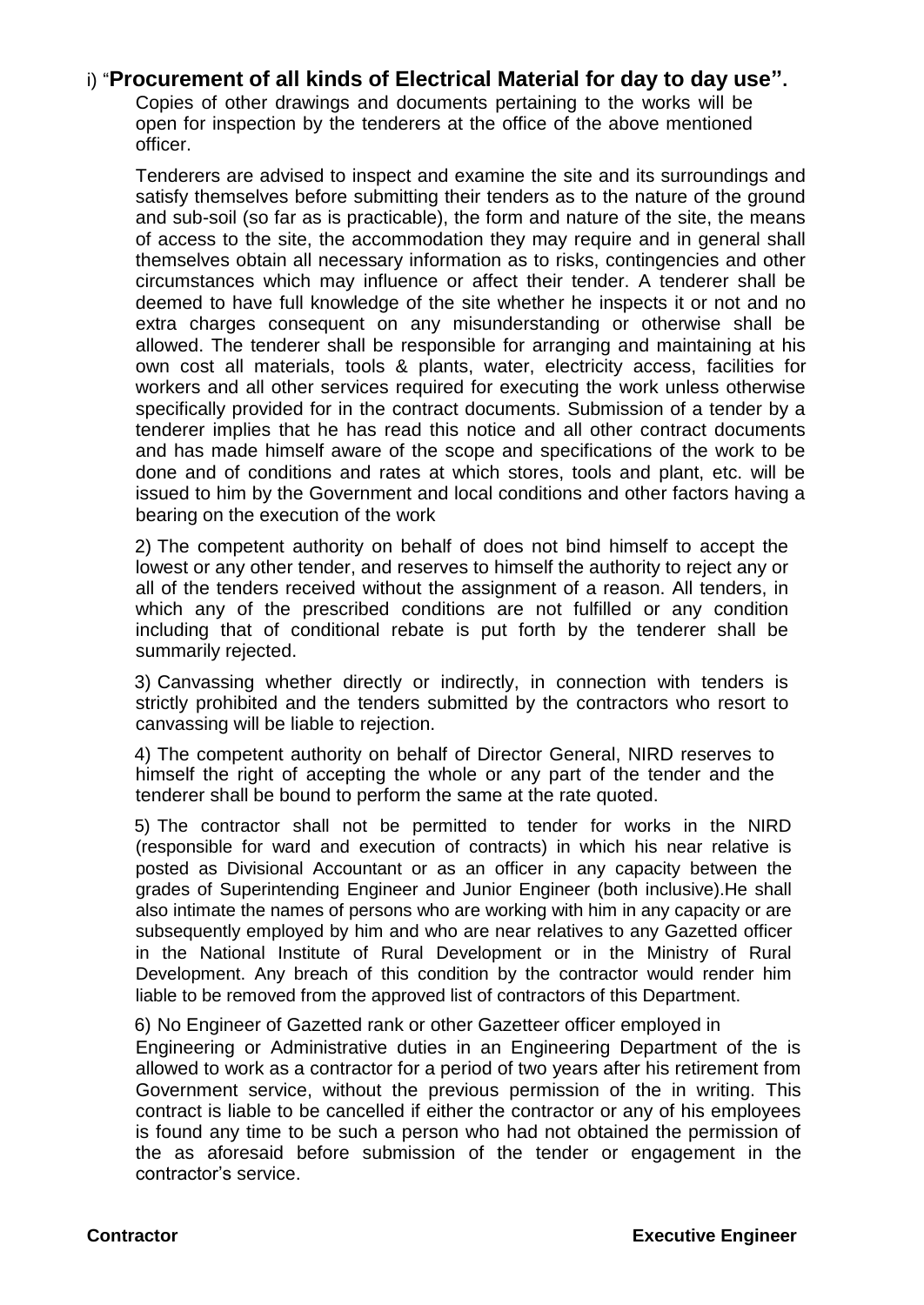i) "**Procurement of all kinds of Electrical Material for day to day use".**

Copies of other drawings and documents pertaining to the works will be open for inspection by the tenderers at the office of the above mentioned officer.

Tenderers are advised to inspect and examine the site and its surroundings and satisfy themselves before submitting their tenders as to the nature of the ground and sub-soil (so far as is practicable), the form and nature of the site, the means of access to the site, the accommodation they may require and in general shall themselves obtain all necessary information as to risks, contingencies and other circumstances which may influence or affect their tender. A tenderer shall be deemed to have full knowledge of the site whether he inspects it or not and no extra charges consequent on any misunderstanding or otherwise shall be allowed. The tenderer shall be responsible for arranging and maintaining at his own cost all materials, tools & plants, water, electricity access, facilities for workers and all other services required for executing the work unless otherwise specifically provided for in the contract documents. Submission of a tender by a tenderer implies that he has read this notice and all other contract documents and has made himself aware of the scope and specifications of the work to be done and of conditions and rates at which stores, tools and plant, etc. will be issued to him by the Government and local conditions and other factors having a bearing on the execution of the work

2) The competent authority on behalf of does not bind himself to accept the lowest or any other tender, and reserves to himself the authority to reject any or all of the tenders received without the assignment of a reason. All tenders, in which any of the prescribed conditions are not fulfilled or any condition including that of conditional rebate is put forth by the tenderer shall be summarily rejected.

3) Canvassing whether directly or indirectly, in connection with tenders is strictly prohibited and the tenders submitted by the contractors who resort to canvassing will be liable to rejection.

4) The competent authority on behalf of Director General, NIRD reserves to himself the right of accepting the whole or any part of the tender and the tenderer shall be bound to perform the same at the rate quoted.

5) The contractor shall not be permitted to tender for works in the NIRD (responsible for ward and execution of contracts) in which his near relative is posted as Divisional Accountant or as an officer in any capacity between the grades of Superintending Engineer and Junior Engineer (both inclusive).He shall also intimate the names of persons who are working with him in any capacity or are subsequently employed by him and who are near relatives to any Gazetted officer in the National Institute of Rural Development or in the Ministry of Rural Development. Any breach of this condition by the contractor would render him liable to be removed from the approved list of contractors of this Department.

6) No Engineer of Gazetted rank or other Gazetteer officer employed in Engineering or Administrative duties in an Engineering Department of the is allowed to work as a contractor for a period of two years after his retirement from Government service, without the previous permission of the in writing. This contract is liable to be cancelled if either the contractor or any of his employees is found any time to be such a person who had not obtained the permission of the as aforesaid before submission of the tender or engagement in the contractor's service.

**Contractor** **Executive Engineer**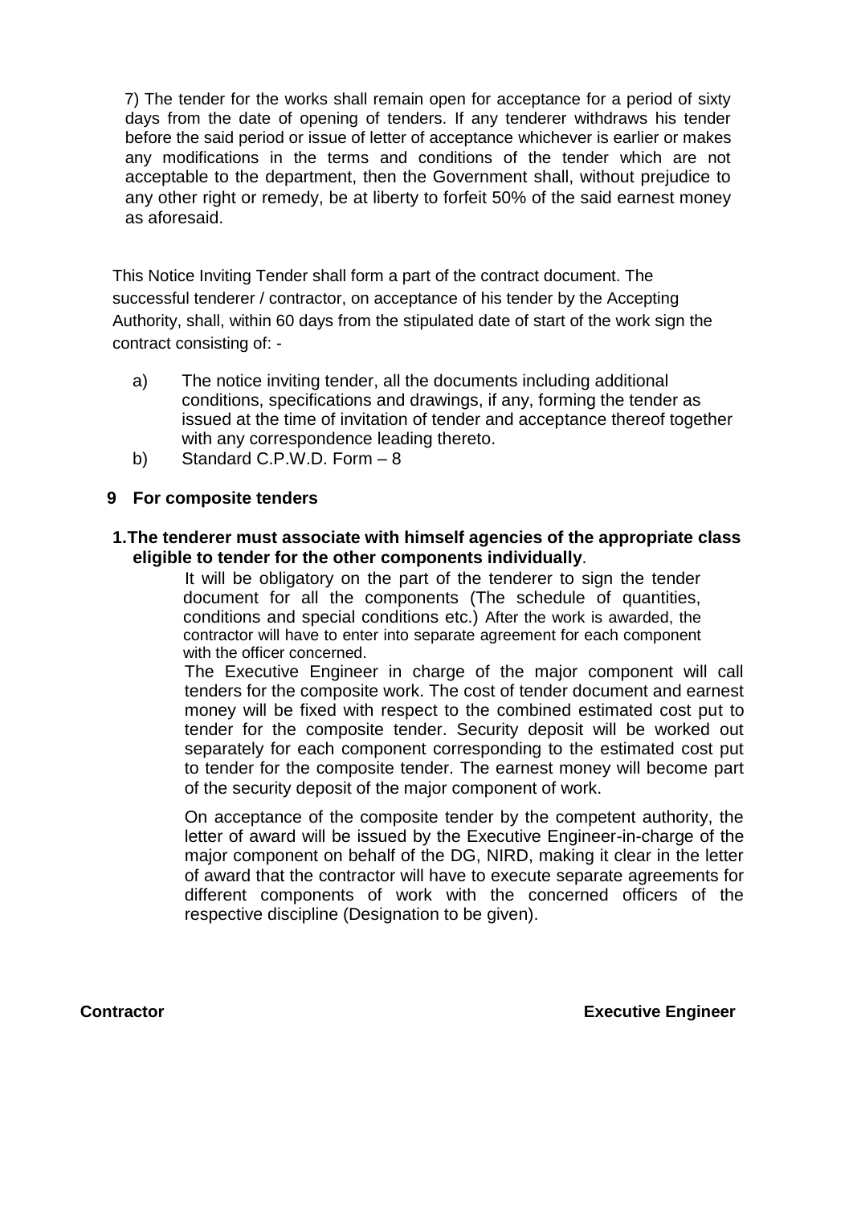7) The tender for the works shall remain open for acceptance for a period of sixty days from the date of opening of tenders. If any tenderer withdraws his tender before the said period or issue of letter of acceptance whichever is earlier or makes any modifications in the terms and conditions of the tender which are not acceptable to the department, then the Government shall, without prejudice to any other right or remedy, be at liberty to forfeit 50% of the said earnest money as aforesaid.

This Notice Inviting Tender shall form a part of the contract document. The successful tenderer / contractor, on acceptance of his tender by the Accepting Authority, shall, within 60 days from the stipulated date of start of the work sign the contract consisting of: -

a) The notice inviting tender, all the documents including additional conditions, specifications and drawings, if any, forming the tender as issued at the time of invitation of tender and acceptance thereof together with any correspondence leading thereto.

b) Standard C.P.W.D. Form – 8

**9 For composite tenders**

**1. The tenderer must associate with himself agencies of the appropriate class eligible to tender for the other components individually**.

It will be obligatory on the part of the tenderer to sign the tender document for all the components (The schedule of quantities, conditions and special conditions etc.) After the work is awarded, the contractor will have to enter into separate agreement for each component with the officer concerned.

The Executive Engineer in charge of the major component will call tenders for the composite work. The cost of tender document and earnest money will be fixed with respect to the combined estimated cost put to tender for the composite tender. Security deposit will be worked out separately for each component corresponding to the estimated cost put to tender for the composite tender. The earnest money will become part of the security deposit of the major component of work.

On acceptance of the composite tender by the competent authority, the letter of award will be issued by the Executive Engineer-in-charge of the major component on behalf of the DG, NIRD, making it clear in the letter of award that the contractor will have to execute separate agreements for different components of work with the concerned officers of the respective discipline (Designation to be given).

**Contractor** **Executive Engineer**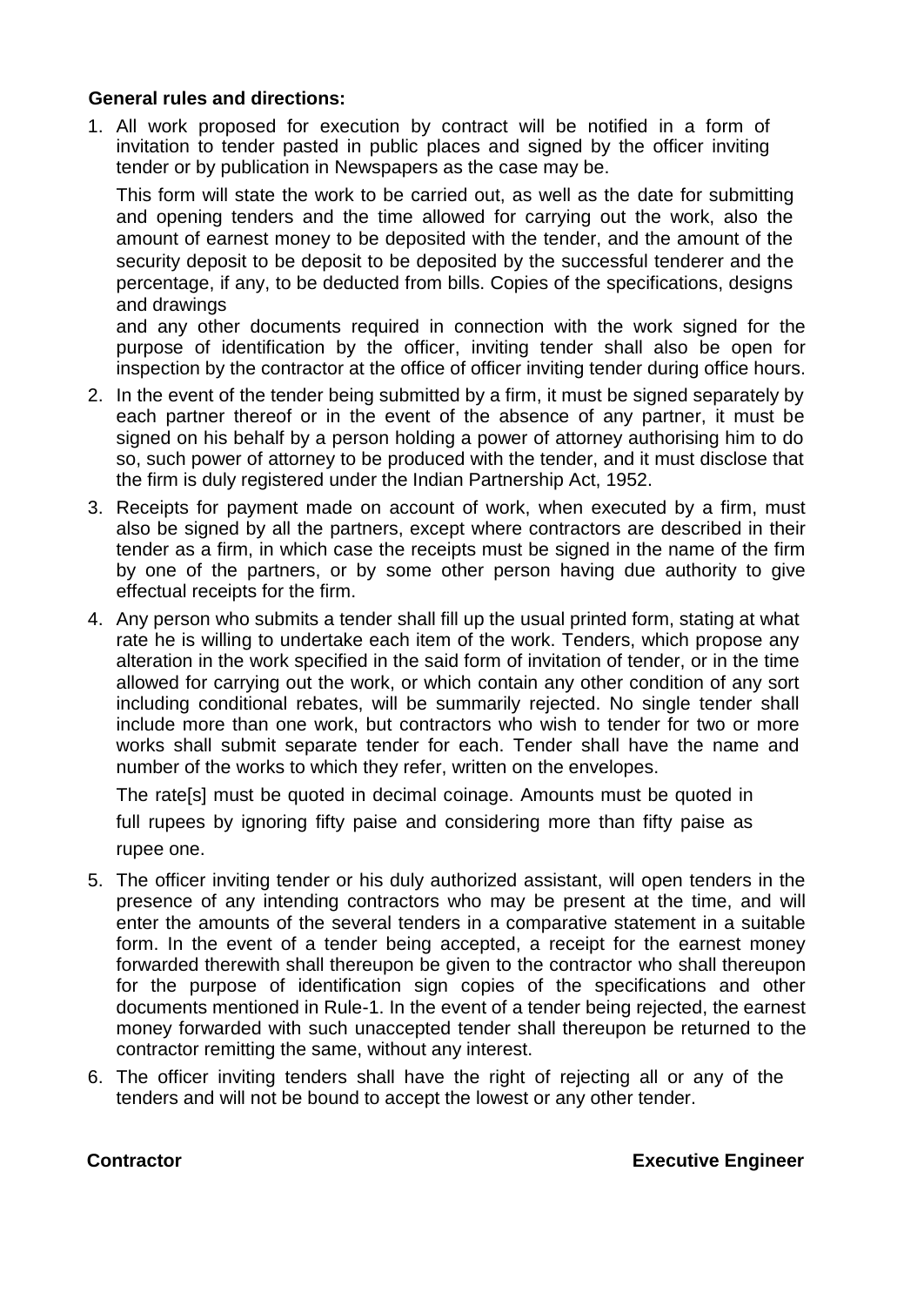**General rules and directions:**

1. All work proposed for execution by contract will be notified in a form of invitation to tender pasted in public places and signed by the officer inviting tender or by publication in Newspapers as the case may be.

   This form will state the work to be carried out, as well as the date for submitting and opening tenders and the time allowed for carrying out the work, also the amount of earnest money to be deposited with the tender, and the amount of the security deposit to be deposit to be deposited by the successful tenderer and the percentage, if any, to be deducted from bills. Copies of the specifications, designs and drawings

   and any other documents required in connection with the work signed for the purpose of identification by the officer, inviting tender shall also be open for inspection by the contractor at the office of officer inviting tender during office hours.

2. In the event of the tender being submitted by a firm, it must be signed separately by each partner thereof or in the event of the absence of any partner, it must be signed on his behalf by a person holding a power of attorney authorising him to do so, such power of attorney to be produced with the tender, and it must disclose that the firm is duly registered under the Indian Partnership Act, 1952.

3. Receipts for payment made on account of work, when executed by a firm, must also be signed by all the partners, except where contractors are described in their tender as a firm, in which case the receipts must be signed in the name of the firm by one of the partners, or by some other person having due authority to give effectual receipts for the firm.

4. Any person who submits a tender shall fill up the usual printed form, stating at what rate he is willing to undertake each item of the work. Tenders, which propose any alteration in the work specified in the said form of invitation of tender, or in the time allowed for carrying out the work, or which contain any other condition of any sort including conditional rebates, will be summarily rejected. No single tender shall include more than one work, but contractors who wish to tender for two or more works shall submit separate tender for each. Tender shall have the name and number of the works to which they refer, written on the envelopes.

   The rate[s] must be quoted in decimal coinage. Amounts must be quoted in full rupees by ignoring fifty paise and considering more than fifty paise as rupee one.

5. The officer inviting tender or his duly authorized assistant, will open tenders in the presence of any intending contractors who may be present at the time, and will enter the amounts of the several tenders in a comparative statement in a suitable form. In the event of a tender being accepted, a receipt for the earnest money forwarded therewith shall thereupon be given to the contractor who shall thereupon for the purpose of identification sign copies of the specifications and other documents mentioned in Rule-1. In the event of a tender being rejected, the earnest money forwarded with such unaccepted tender shall thereupon be returned to the contractor remitting the same, without any interest.

6. The officer inviting tenders shall have the right of rejecting all or any of the tenders and will not be bound to accept the lowest or any other tender.

**Contractor** **Executive Engineer**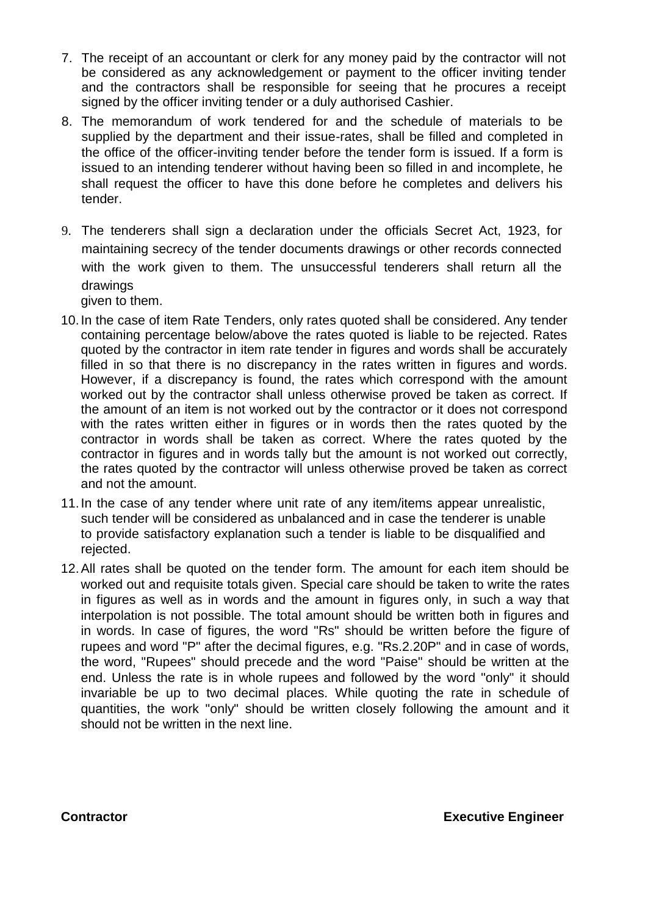7. The receipt of an accountant or clerk for any money paid by the contractor will not be considered as any acknowledgement or payment to the officer inviting tender and the contractors shall be responsible for seeing that he procures a receipt signed by the officer inviting tender or a duly authorised Cashier.

8. The memorandum of work tendered for and the schedule of materials to be supplied by the department and their issue-rates, shall be filled and completed in the office of the officer-inviting tender before the tender form is issued. If a form is issued to an intending tenderer without having been so filled in and incomplete, he shall request the officer to have this done before he completes and delivers his tender.

9. The tenderers shall sign a declaration under the officials Secret Act, 1923, for maintaining secrecy of the tender documents drawings or other records connected with the work given to them. The unsuccessful tenderers shall return all the drawings given to them.

10. In the case of item Rate Tenders, only rates quoted shall be considered. Any tender containing percentage below/above the rates quoted is liable to be rejected. Rates quoted by the contractor in item rate tender in figures and words shall be accurately filled in so that there is no discrepancy in the rates written in figures and words. However, if a discrepancy is found, the rates which correspond with the amount worked out by the contractor shall unless otherwise proved be taken as correct. If the amount of an item is not worked out by the contractor or it does not correspond with the rates written either in figures or in words then the rates quoted by the contractor in words shall be taken as correct. Where the rates quoted by the contractor in figures and in words tally but the amount is not worked out correctly, the rates quoted by the contractor will unless otherwise proved be taken as correct and not the amount.

11. In the case of any tender where unit rate of any item/items appear unrealistic, such tender will be considered as unbalanced and in case the tenderer is unable to provide satisfactory explanation such a tender is liable to be disqualified and rejected.

12. All rates shall be quoted on the tender form. The amount for each item should be worked out and requisite totals given. Special care should be taken to write the rates in figures as well as in words and the amount in figures only, in such a way that interpolation is not possible. The total amount should be written both in figures and in words. In case of figures, the word "Rs" should be written before the figure of rupees and word "P" after the decimal figures, e.g. "Rs.2.20P" and in case of words, the word, "Rupees" should precede and the word "Paise" should be written at the end. Unless the rate is in whole rupees and followed by the word "only" it should invariable be up to two decimal places. While quoting the rate in schedule of quantities, the work "only" should be written closely following the amount and it should not be written in the next line.

**Contractor** **Executive Engineer**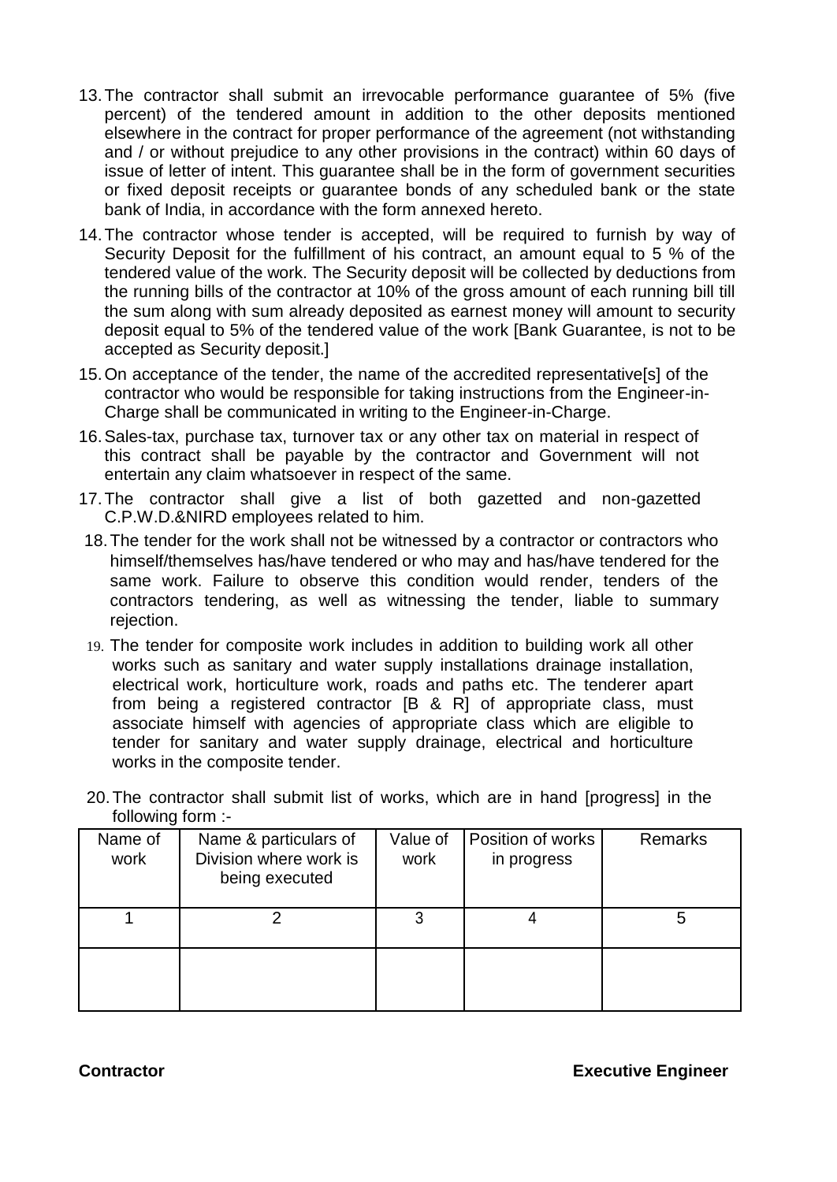13. The contractor shall submit an irrevocable performance guarantee of 5% (five percent) of the tendered amount in addition to the other deposits mentioned elsewhere in the contract for proper performance of the agreement (not withstanding and / or without prejudice to any other provisions in the contract) within 60 days of issue of letter of intent. This guarantee shall be in the form of government securities or fixed deposit receipts or guarantee bonds of any scheduled bank or the state bank of India, in accordance with the form annexed hereto.

14. The contractor whose tender is accepted, will be required to furnish by way of Security Deposit for the fulfillment of his contract, an amount equal to 5 % of the tendered value of the work. The Security deposit will be collected by deductions from the running bills of the contractor at 10% of the gross amount of each running bill till the sum along with sum already deposited as earnest money will amount to security deposit equal to 5% of the tendered value of the work [Bank Guarantee, is not to be accepted as Security deposit.]

15. On acceptance of the tender, the name of the accredited representative[s] of the contractor who would be responsible for taking instructions from the Engineer-in-Charge shall be communicated in writing to the Engineer-in-Charge.

16. Sales-tax, purchase tax, turnover tax or any other tax on material in respect of this contract shall be payable by the contractor and Government will not entertain any claim whatsoever in respect of the same.

17. The contractor shall give a list of both gazetted and non-gazetted C.P.W.D.&NIRD employees related to him.

18. The tender for the work shall not be witnessed by a contractor or contractors who himself/themselves has/have tendered or who may and has/have tendered for the same work. Failure to observe this condition would render, tenders of the contractors tendering, as well as witnessing the tender, liable to summary rejection.

19. The tender for composite work includes in addition to building work all other works such as sanitary and water supply installations drainage installation, electrical work, horticulture work, roads and paths etc. The tenderer apart from being a registered contractor [B & R] of appropriate class, must associate himself with agencies of appropriate class which are eligible to tender for sanitary and water supply drainage, electrical and horticulture works in the composite tender.

20. The contractor shall submit list of works, which are in hand [progress] in the following form :-

| Name of work | Name & particulars of Division where work is being executed | Value of work | Position of works in progress | Remarks |
|---|---|---|---|---|
| 1 | 2 | 3 | 4 | 5 |
| | | | | |

**Contractor** **Executive Engineer**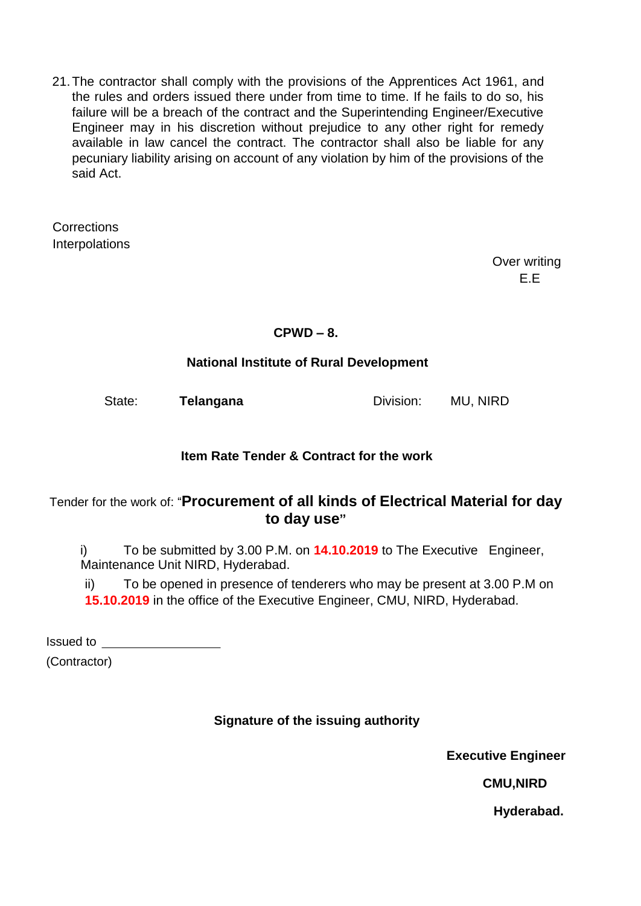21. The contractor shall comply with the provisions of the Apprentices Act 1961, and the rules and orders issued there under from time to time. If he fails to do so, his failure will be a breach of the contract and the Superintending Engineer/Executive Engineer may in his discretion without prejudice to any other right for remedy available in law cancel the contract. The contractor shall also be liable for any pecuniary liability arising on account of any violation by him of the provisions of the said Act.

Corrections
Interpolations

Over writing
E.E

**CPWD – 8.**

**National Institute of Rural Development**

State: **Telangana** Division: MU, NIRD

**Item Rate Tender & Contract for the work**

Tender for the work of: "**Procurement of all kinds of Electrical Material for day to day use**"

i) To be submitted by 3.00 P.M. on **14.10.2019** to The Executive Engineer, Maintenance Unit NIRD, Hyderabad.

ii) To be opened in presence of tenderers who may be present at 3.00 P.M on **15.10.2019** in the office of the Executive Engineer, CMU, NIRD, Hyderabad.

Issued to ________________
(Contractor)

**Signature of the issuing authority**

**Executive Engineer**

**CMU,NIRD**

**Hyderabad.**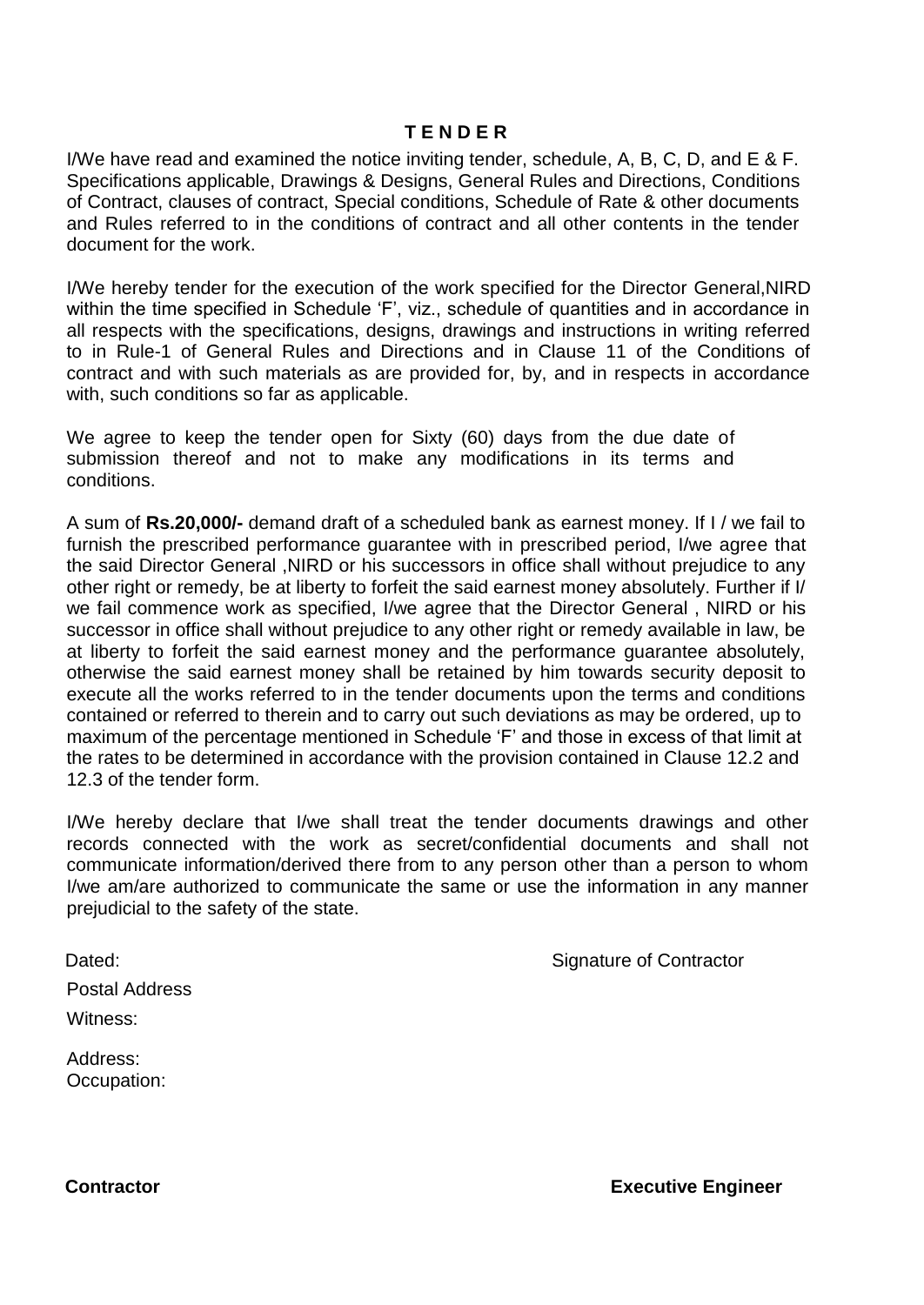# T E N D E R

I/We have read and examined the notice inviting tender, schedule, A, B, C, D, and E & F. Specifications applicable, Drawings & Designs, General Rules and Directions, Conditions of Contract, clauses of contract, Special conditions, Schedule of Rate & other documents and Rules referred to in the conditions of contract and all other contents in the tender document for the work.

I/We hereby tender for the execution of the work specified for the Director General,NIRD within the time specified in Schedule 'F', viz., schedule of quantities and in accordance in all respects with the specifications, designs, drawings and instructions in writing referred to in Rule-1 of General Rules and Directions and in Clause 11 of the Conditions of contract and with such materials as are provided for, by, and in respects in accordance with, such conditions so far as applicable.

We agree to keep the tender open for Sixty (60) days from the due date of submission thereof and not to make any modifications in its terms and conditions.

A sum of **Rs.20,000/-** demand draft of a scheduled bank as earnest money. If I / we fail to furnish the prescribed performance guarantee with in prescribed period, I/we agree that the said Director General ,NIRD or his successors in office shall without prejudice to any other right or remedy, be at liberty to forfeit the said earnest money absolutely. Further if I/ we fail commence work as specified, I/we agree that the Director General , NIRD or his successor in office shall without prejudice to any other right or remedy available in law, be at liberty to forfeit the said earnest money and the performance guarantee absolutely, otherwise the said earnest money shall be retained by him towards security deposit to execute all the works referred to in the tender documents upon the terms and conditions contained or referred to therein and to carry out such deviations as may be ordered, up to maximum of the percentage mentioned in Schedule 'F' and those in excess of that limit at the rates to be determined in accordance with the provision contained in Clause 12.2 and 12.3 of the tender form.

I/We hereby declare that I/we shall treat the tender documents drawings and other records connected with the work as secret/confidential documents and shall not communicate information/derived there from to any person other than a person to whom I/we am/are authorized to communicate the same or use the information in any manner prejudicial to the safety of the state.

Dated: Signature of Contractor

Postal Address

Witness:

Address:
Occupation:

**Contractor** **Executive Engineer**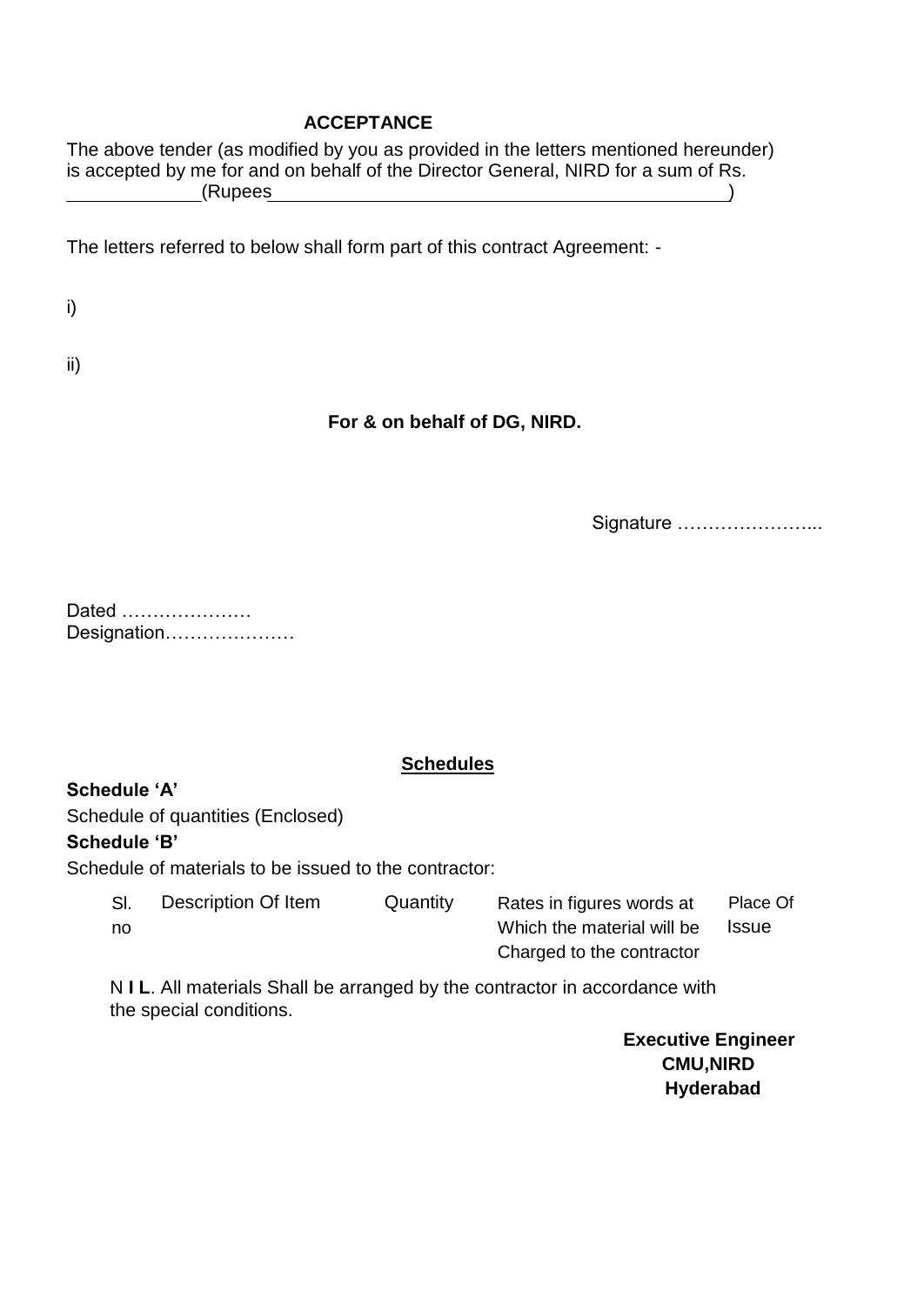## ACCEPTANCE

The above tender (as modified by you as provided in the letters mentioned hereunder) is accepted by me for and on behalf of the Director General, NIRD for a sum of Rs. ____________(Rupees_____________________________________________)

The letters referred to below shall form part of this contract Agreement: -

i)

ii)

**For & on behalf of DG, NIRD.**

Signature …………………...

Dated …………………
Designation…………………

## Schedules

**Schedule 'A'**

Schedule of quantities (Enclosed)

**Schedule 'B'**

Schedule of materials to be issued to the contractor:

| Sl. no | Description Of Item | Quantity | Rates in figures words at Which the material will be Charged to the contractor | Place Of Issue |
|---|---|---|---|---|

N **I L**. All materials Shall be arranged by the contractor in accordance with the special conditions.

**Executive Engineer**
**CMU,NIRD**
**Hyderabad**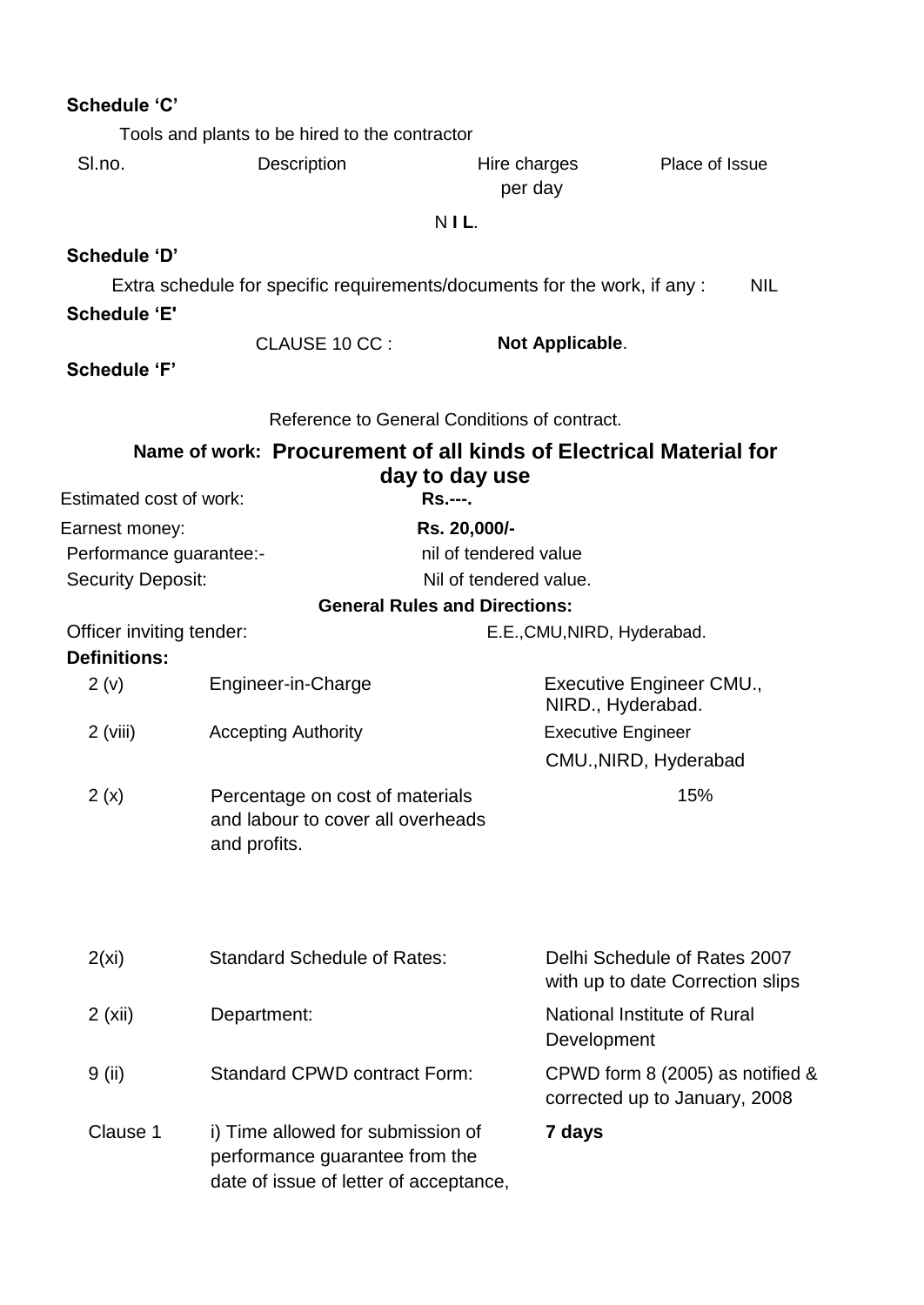**Schedule 'C'**

Tools and plants to be hired to the contractor

| Sl.no. | Description | Hire charges per day | Place of Issue |
|---|---|---|---|
| | | N **I L**. | |

**Schedule 'D'**

Extra schedule for specific requirements/documents for the work, if any : NIL

**Schedule 'E'**

CLAUSE 10 CC : **Not Applicable**.

**Schedule 'F'**

Reference to General Conditions of contract.

**Name of work: Procurement of all kinds of Electrical Material for day to day use**

| | |
|---|---|
| Estimated cost of work: | **Rs.---.** |
| Earnest money: | **Rs. 20,000/-** |
| Performance guarantee:- | nil of tendered value |
| Security Deposit: | Nil of tendered value. |

**General Rules and Directions:**

Officer inviting tender: E.E.,CMU,NIRD, Hyderabad.

**Definitions:**

| | | |
|---|---|---|
| 2 (v) | Engineer-in-Charge | Executive Engineer CMU., NIRD., Hyderabad. |
| 2 (viii) | Accepting Authority | Executive Engineer CMU.,NIRD, Hyderabad |
| 2 (x) | Percentage on cost of materials and labour to cover all overheads and profits. | 15% |
| 2(xi) | Standard Schedule of Rates: | Delhi Schedule of Rates 2007 with up to date Correction slips |
| 2 (xii) | Department: | National Institute of Rural Development |
| 9 (ii) | Standard CPWD contract Form: | CPWD form 8 (2005) as notified & corrected up to January, 2008 |
| Clause 1 | i) Time allowed for submission of performance guarantee from the date of issue of letter of acceptance, | **7 days** |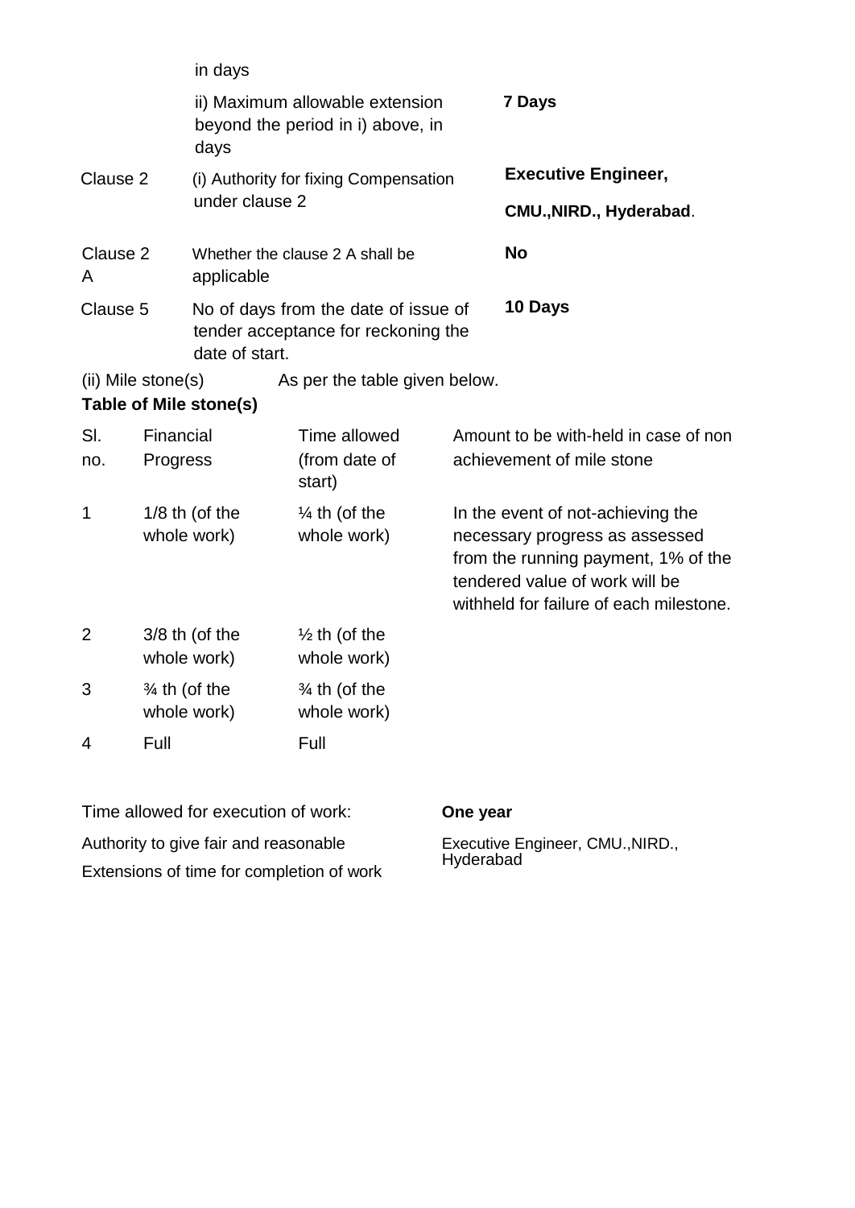| | | |
|---|---|---|
| | in days | |
| | ii) Maximum allowable extension beyond the period in i) above, in days | **7 Days** |
| Clause 2 | (i) Authority for fixing Compensation under clause 2 | **Executive Engineer,** **CMU.,NIRD., Hyderabad**. |
| Clause 2 A | Whether the clause 2 A shall be applicable | **No** |
| Clause 5 | No of days from the date of issue of tender acceptance for reckoning the date of start. | **10 Days** |

(ii) Mile stone(s) As per the table given below.

**Table of Mile stone(s)**

| Sl. no. | Financial Progress | Time allowed (from date of start) | Amount to be with-held in case of non achievement of mile stone |
|---|---|---|---|
| 1 | 1/8 th (of the whole work) | ¼ th (of the whole work) | In the event of not-achieving the necessary progress as assessed from the running payment, 1% of the tendered value of work will be withheld for failure of each milestone. |
| 2 | 3/8 th (of the whole work) | ½ th (of the whole work) | |
| 3 | ¾ th (of the whole work) | ¾ th (of the whole work) | |
| 4 | Full | Full | |

| | |
|---|---|
| Time allowed for execution of work: | **One year** |
| Authority to give fair and reasonable Extensions of time for completion of work | Executive Engineer, CMU.,NIRD., Hyderabad |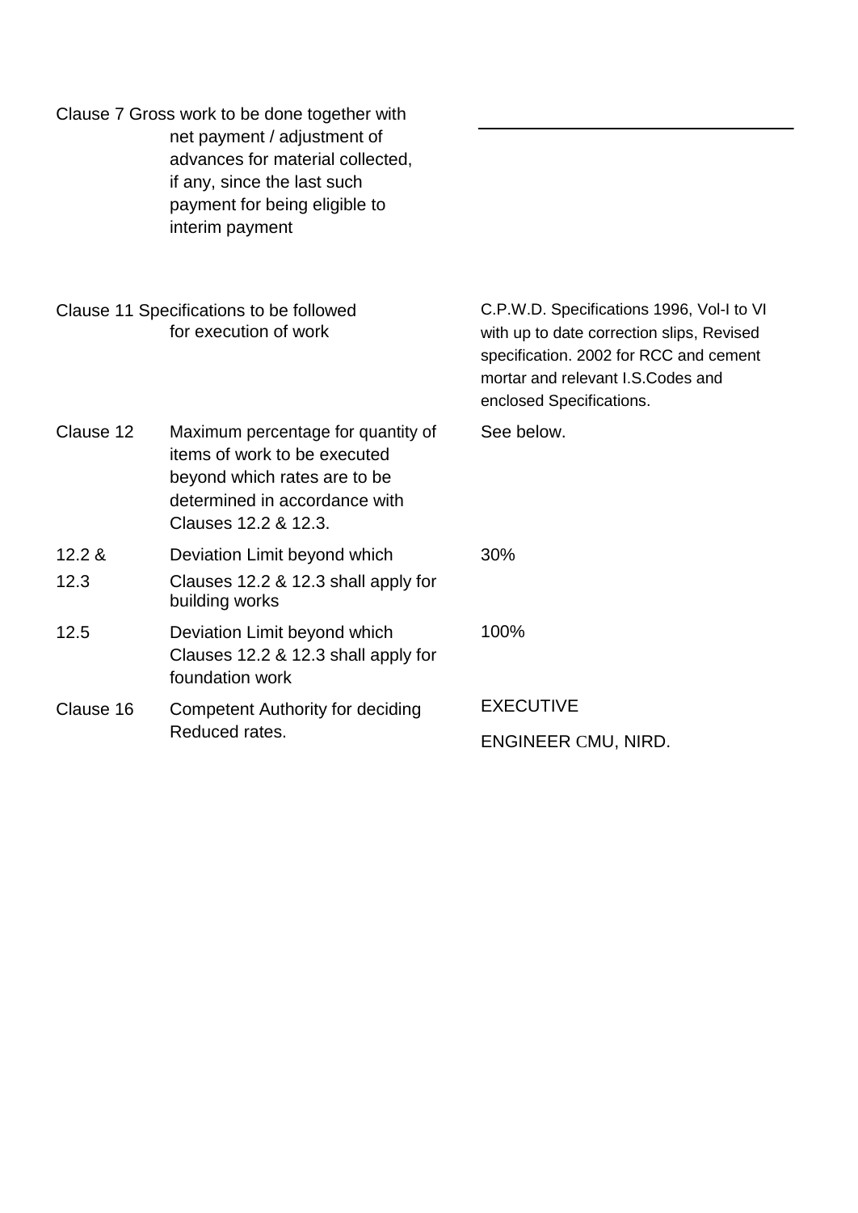| Clause | Description | Value |
|---|---|---|
| Clause 7 | Gross work to be done together with net payment / adjustment of advances for material collected, if any, since the last such payment for being eligible to interim payment | ______________________ |
| Clause 11 | Specifications to be followed for execution of work | C.P.W.D. Specifications 1996, Vol-I to VI with up to date correction slips, Revised specification. 2002 for RCC and cement mortar and relevant I.S.Codes and enclosed Specifications. |
| Clause 12 | Maximum percentage for quantity of items of work to be executed beyond which rates are to be determined in accordance with Clauses 12.2 & 12.3. | See below. |
| 12.2 & 12.3 | Deviation Limit beyond which Clauses 12.2 & 12.3 shall apply for building works | 30% |
| 12.5 | Deviation Limit beyond which Clauses 12.2 & 12.3 shall apply for foundation work | 100% |
| Clause 16 | Competent Authority for deciding Reduced rates. | EXECUTIVE ENGINEER CMU, NIRD. |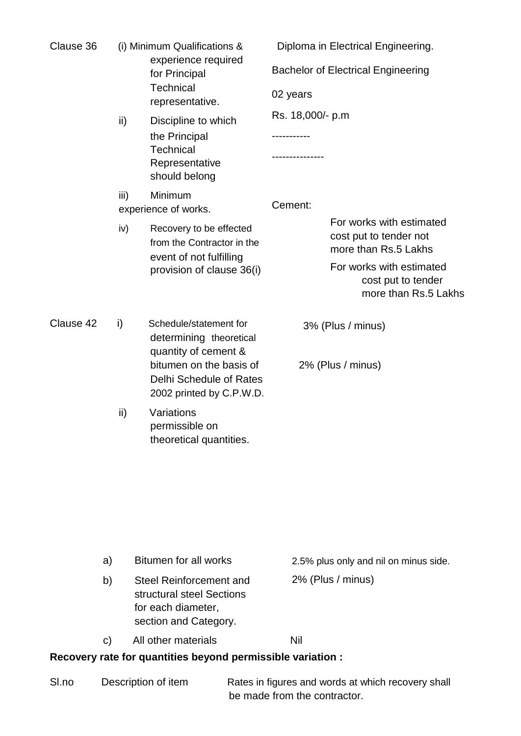| | | | |
|---|---|---|---|
| Clause 36 | (i) | Minimum Qualifications & experience required for Principal Technical representative. | Diploma in Electrical Engineering. |
| | | | Bachelor of Electrical Engineering |
| | | | 02 years |
| | | | Rs. 18,000/- p.m |
| | ii) | Discipline to which the Principal Technical Representative should belong | ----------- |
| | | | --------------- |
| | iii) | Minimum experience of works. | |
| | iv) | Recovery to be effected from the Contractor in the event of not fulfilling provision of clause 36(i) | Cement: |
| | | | For works with estimated cost put to tender not more than Rs.5 Lakhs — 3% (Plus / minus) |
| | | | For works with estimated cost put to tender more than Rs.5 Lakhs — 2% (Plus / minus) |
| Clause 42 | i) | Schedule/statement for determining theoretical quantity of cement & bitumen on the basis of Delhi Schedule of Rates 2002 printed by C.P.W.D. | |
| | ii) | Variations permissible on theoretical quantities. | |

| | | |
|---|---|---|
| a) | Bitumen for all works | 2.5% plus only and nil on minus side. |
| b) | Steel Reinforcement and structural steel Sections for each diameter, section and Category. | 2% (Plus / minus) |
| c) | All other materials | Nil |

**Recovery rate for quantities beyond permissible variation :**

| Sl.no | Description of item | Rates in figures and words at which recovery shall be made from the contractor. |
|---|---|---|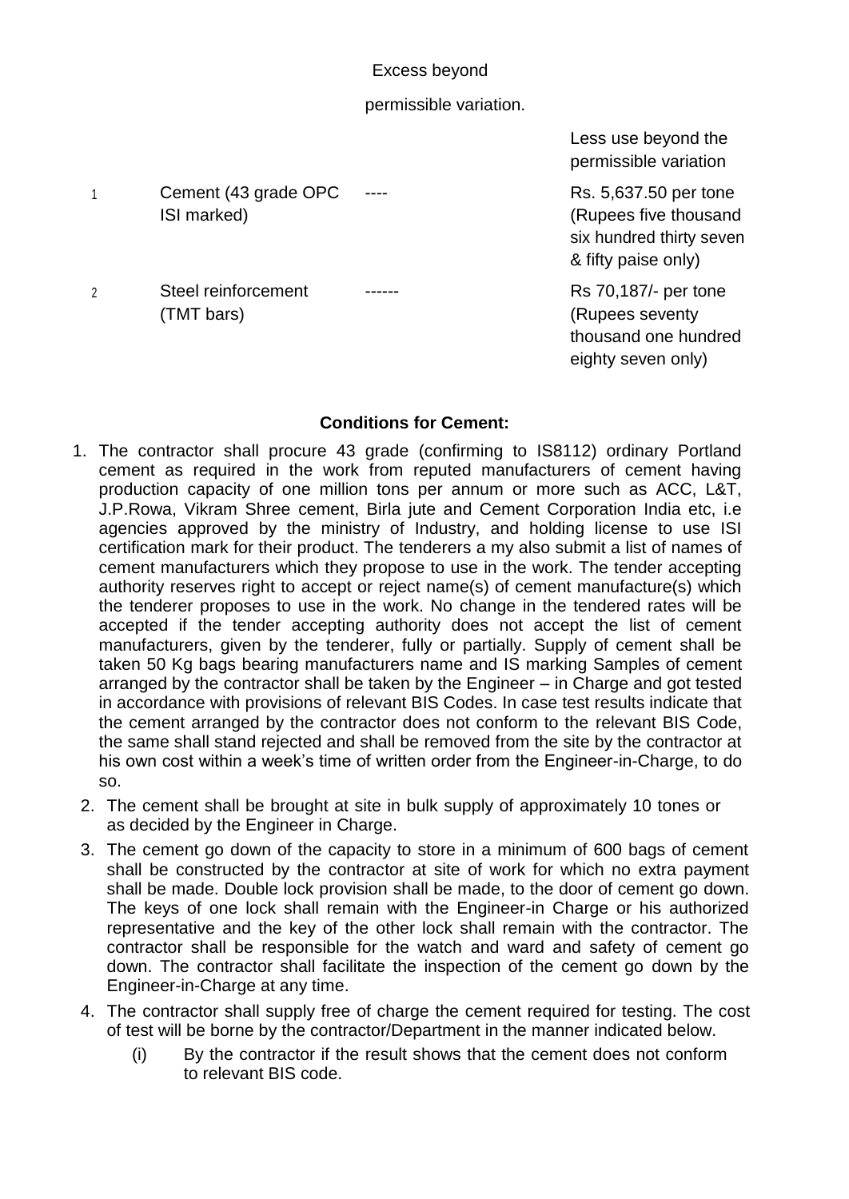| | | Excess beyond permissible variation. | Less use beyond the permissible variation |
|---|---|---|---|
| 1 | Cement (43 grade OPC ISI marked) | ---- | Rs. 5,637.50 per tone (Rupees five thousand six hundred thirty seven & fifty paise only) |
| 2 | Steel reinforcement (TMT bars) | ------ | Rs 70,187/- per tone (Rupees seventy thousand one hundred eighty seven only) |

**Conditions for Cement:**

1. The contractor shall procure 43 grade (confirming to IS8112) ordinary Portland cement as required in the work from reputed manufacturers of cement having production capacity of one million tons per annum or more such as ACC, L&T, J.P.Rowa, Vikram Shree cement, Birla jute and Cement Corporation India etc, i.e agencies approved by the ministry of Industry, and holding license to use ISI certification mark for their product. The tenderers a my also submit a list of names of cement manufacturers which they propose to use in the work. The tender accepting authority reserves right to accept or reject name(s) of cement manufacture(s) which the tenderer proposes to use in the work. No change in the tendered rates will be accepted if the tender accepting authority does not accept the list of cement manufacturers, given by the tenderer, fully or partially. Supply of cement shall be taken 50 Kg bags bearing manufacturers name and IS marking Samples of cement arranged by the contractor shall be taken by the Engineer – in Charge and got tested in accordance with provisions of relevant BIS Codes. In case test results indicate that the cement arranged by the contractor does not conform to the relevant BIS Code, the same shall stand rejected and shall be removed from the site by the contractor at his own cost within a week's time of written order from the Engineer-in-Charge, to do so.
2. The cement shall be brought at site in bulk supply of approximately 10 tones or as decided by the Engineer in Charge.
3. The cement go down of the capacity to store in a minimum of 600 bags of cement shall be constructed by the contractor at site of work for which no extra payment shall be made. Double lock provision shall be made, to the door of cement go down. The keys of one lock shall remain with the Engineer-in Charge or his authorized representative and the key of the other lock shall remain with the contractor. The contractor shall be responsible for the watch and ward and safety of cement go down. The contractor shall facilitate the inspection of the cement go down by the Engineer-in-Charge at any time.
4. The contractor shall supply free of charge the cement required for testing. The cost of test will be borne by the contractor/Department in the manner indicated below.
   - (i) By the contractor if the result shows that the cement does not conform to relevant BIS code.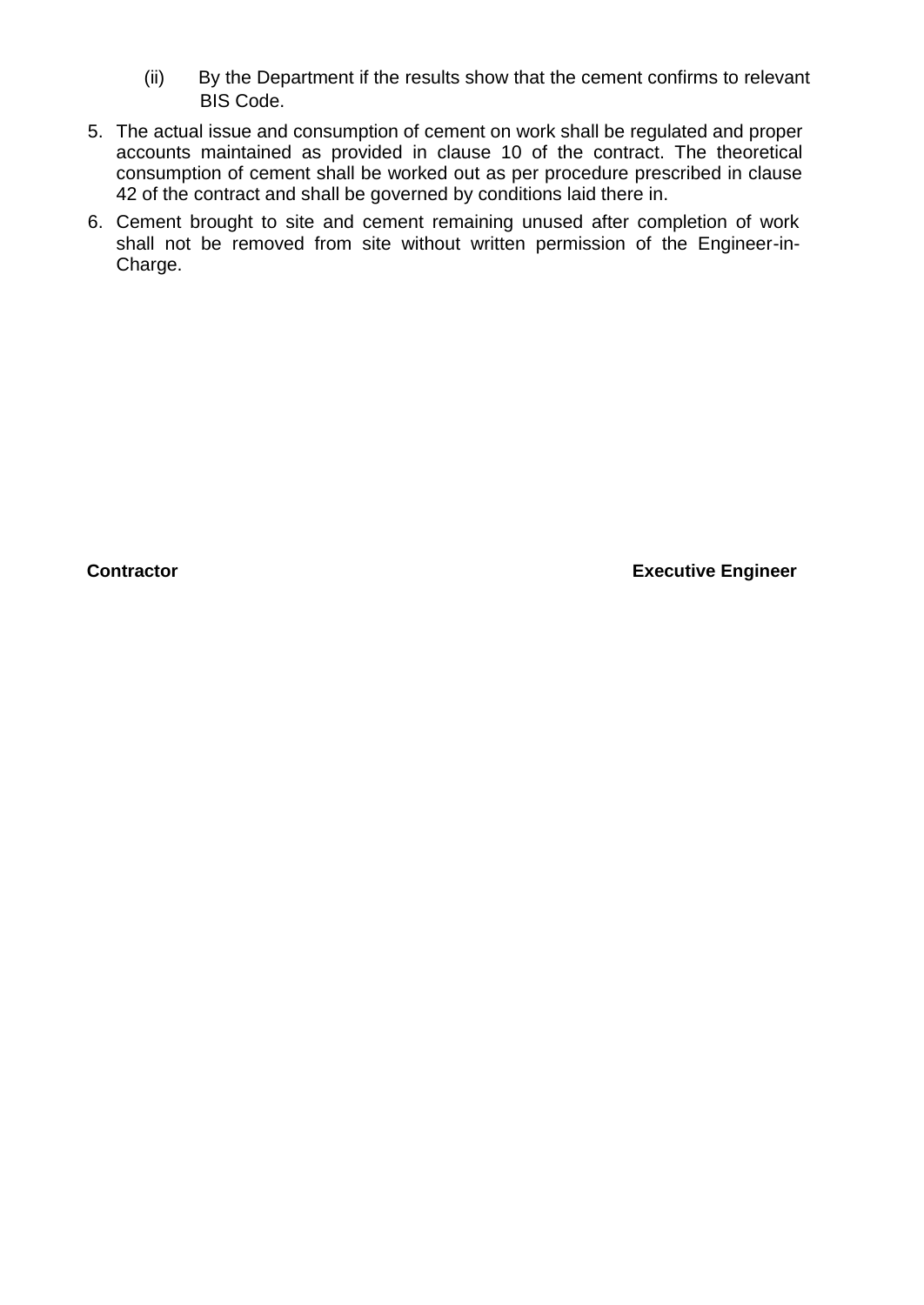(ii) By the Department if the results show that the cement confirms to relevant BIS Code.

5. The actual issue and consumption of cement on work shall be regulated and proper accounts maintained as provided in clause 10 of the contract. The theoretical consumption of cement shall be worked out as per procedure prescribed in clause 42 of the contract and shall be governed by conditions laid there in.
6. Cement brought to site and cement remaining unused after completion of work shall not be removed from site without written permission of the Engineer-in-Charge.

**Contractor** **Executive Engineer**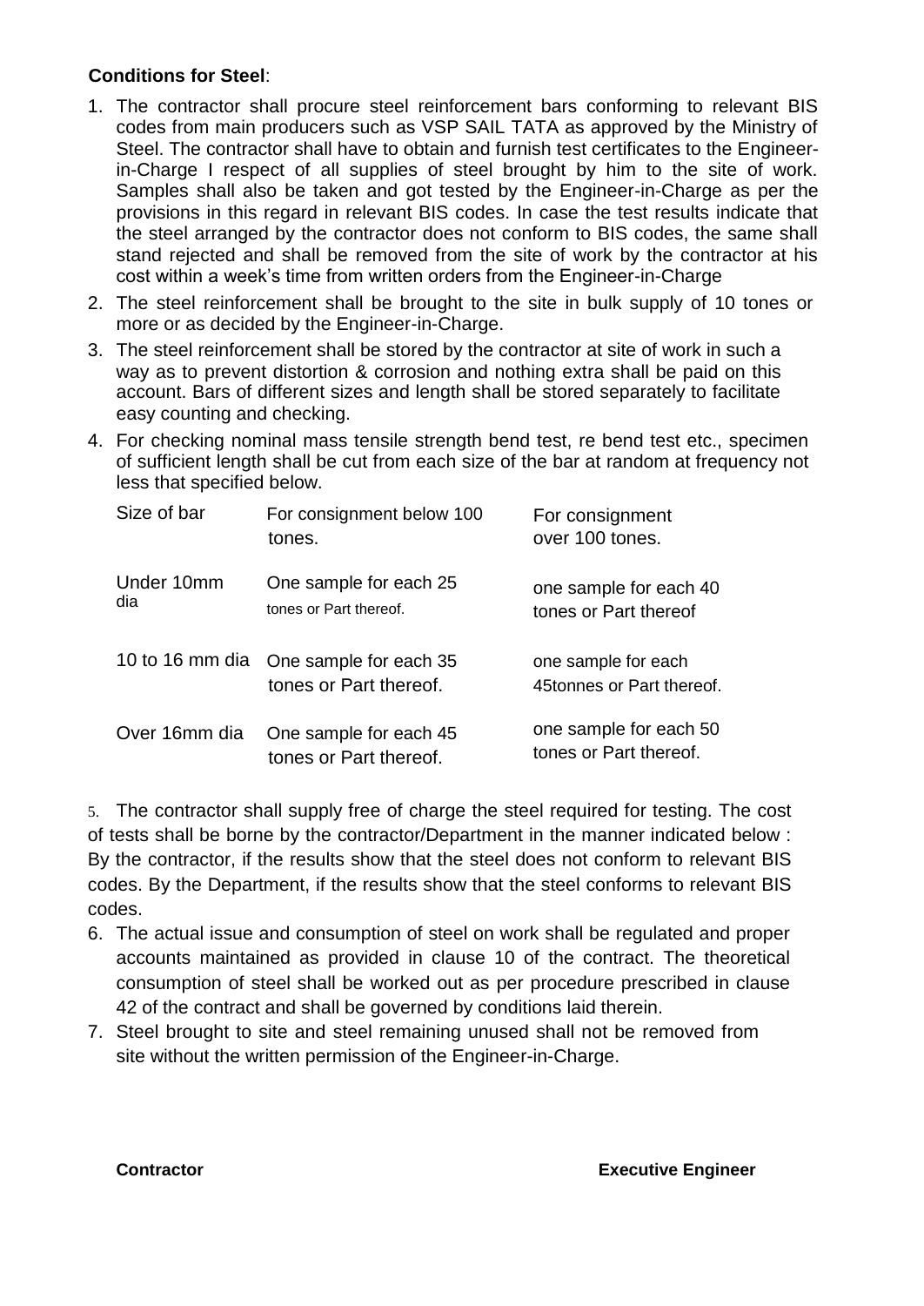**Conditions for Steel**:

1. The contractor shall procure steel reinforcement bars conforming to relevant BIS codes from main producers such as VSP SAIL TATA as approved by the Ministry of Steel. The contractor shall have to obtain and furnish test certificates to the Engineer-in-Charge I respect of all supplies of steel brought by him to the site of work. Samples shall also be taken and got tested by the Engineer-in-Charge as per the provisions in this regard in relevant BIS codes. In case the test results indicate that the steel arranged by the contractor does not conform to BIS codes, the same shall stand rejected and shall be removed from the site of work by the contractor at his cost within a week's time from written orders from the Engineer-in-Charge
2. The steel reinforcement shall be brought to the site in bulk supply of 10 tones or more or as decided by the Engineer-in-Charge.
3. The steel reinforcement shall be stored by the contractor at site of work in such a way as to prevent distortion & corrosion and nothing extra shall be paid on this account. Bars of different sizes and length shall be stored separately to facilitate easy counting and checking.
4. For checking nominal mass tensile strength bend test, re bend test etc., specimen of sufficient length shall be cut from each size of the bar at random at frequency not less that specified below.

| Size of bar | For consignment below 100 tones. | For consignment over 100 tones. |
|---|---|---|
| Under 10mm dia | One sample for each 25 tones or Part thereof. | one sample for each 40 tones or Part thereof |
| 10 to 16 mm dia | One sample for each 35 tones or Part thereof. | one sample for each 45tonnes or Part thereof. |
| Over 16mm dia | One sample for each 45 tones or Part thereof. | one sample for each 50 tones or Part thereof. |

5. The contractor shall supply free of charge the steel required for testing. The cost of tests shall be borne by the contractor/Department in the manner indicated below : By the contractor, if the results show that the steel does not conform to relevant BIS codes. By the Department, if the results show that the steel conforms to relevant BIS codes.
6. The actual issue and consumption of steel on work shall be regulated and proper accounts maintained as provided in clause 10 of the contract. The theoretical consumption of steel shall be worked out as per procedure prescribed in clause 42 of the contract and shall be governed by conditions laid therein.
7. Steel brought to site and steel remaining unused shall not be removed from site without the written permission of the Engineer-in-Charge.

**Contractor** **Executive Engineer**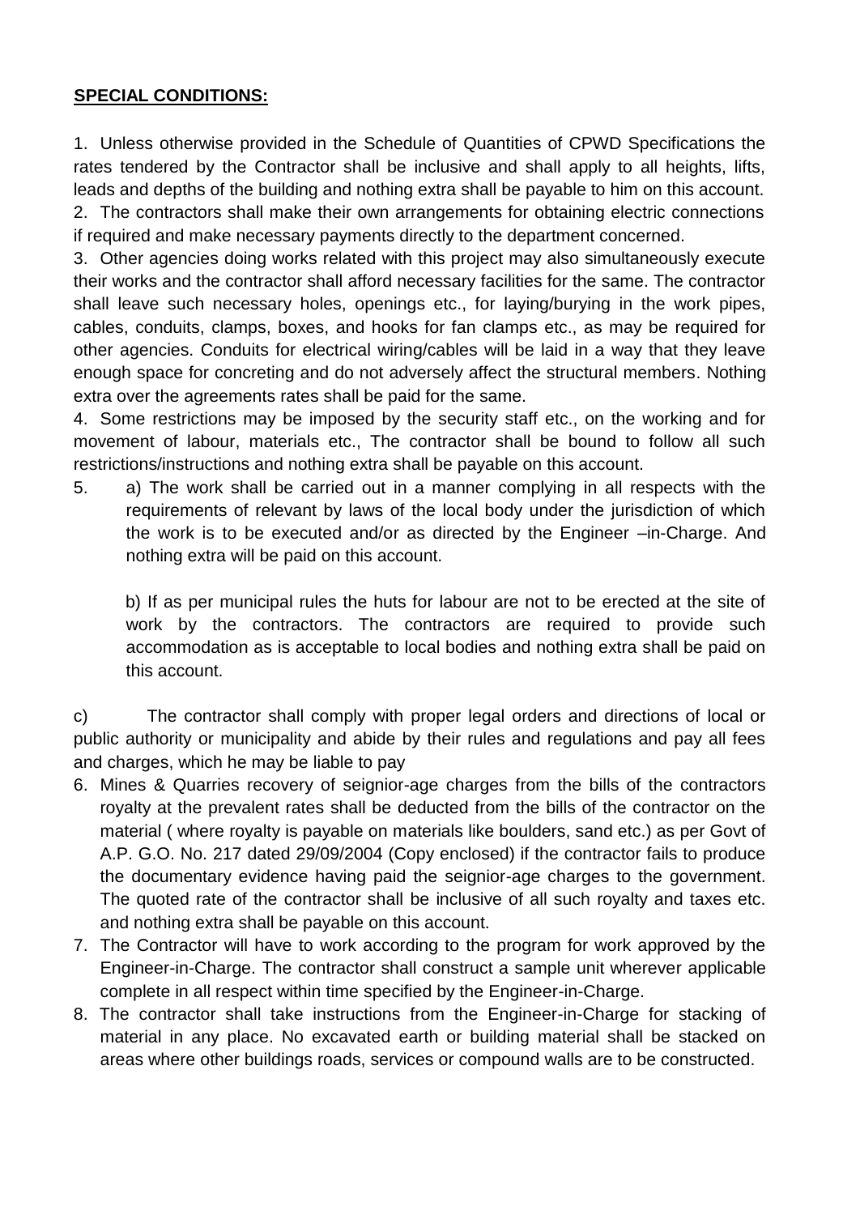**SPECIAL CONDITIONS:**

1. Unless otherwise provided in the Schedule of Quantities of CPWD Specifications the rates tendered by the Contractor shall be inclusive and shall apply to all heights, lifts, leads and depths of the building and nothing extra shall be payable to him on this account.
2. The contractors shall make their own arrangements for obtaining electric connections if required and make necessary payments directly to the department concerned.
3. Other agencies doing works related with this project may also simultaneously execute their works and the contractor shall afford necessary facilities for the same. The contractor shall leave such necessary holes, openings etc., for laying/burying in the work pipes, cables, conduits, clamps, boxes, and hooks for fan clamps etc., as may be required for other agencies. Conduits for electrical wiring/cables will be laid in a way that they leave enough space for concreting and do not adversely affect the structural members. Nothing extra over the agreements rates shall be paid for the same.
4. Some restrictions may be imposed by the security staff etc., on the working and for movement of labour, materials etc., The contractor shall be bound to follow all such restrictions/instructions and nothing extra shall be payable on this account.
5. a) The work shall be carried out in a manner complying in all respects with the requirements of relevant by laws of the local body under the jurisdiction of which the work is to be executed and/or as directed by the Engineer –in-Charge. And nothing extra will be paid on this account.

   b) If as per municipal rules the huts for labour are not to be erected at the site of work by the contractors. The contractors are required to provide such accommodation as is acceptable to local bodies and nothing extra shall be paid on this account.

c) The contractor shall comply with proper legal orders and directions of local or public authority or municipality and abide by their rules and regulations and pay all fees and charges, which he may be liable to pay

6. Mines & Quarries recovery of seignior-age charges from the bills of the contractors royalty at the prevalent rates shall be deducted from the bills of the contractor on the material ( where royalty is payable on materials like boulders, sand etc.) as per Govt of A.P. G.O. No. 217 dated 29/09/2004 (Copy enclosed) if the contractor fails to produce the documentary evidence having paid the seignior-age charges to the government. The quoted rate of the contractor shall be inclusive of all such royalty and taxes etc. and nothing extra shall be payable on this account.
7. The Contractor will have to work according to the program for work approved by the Engineer-in-Charge. The contractor shall construct a sample unit wherever applicable complete in all respect within time specified by the Engineer-in-Charge.
8. The contractor shall take instructions from the Engineer-in-Charge for stacking of material in any place. No excavated earth or building material shall be stacked on areas where other buildings roads, services or compound walls are to be constructed.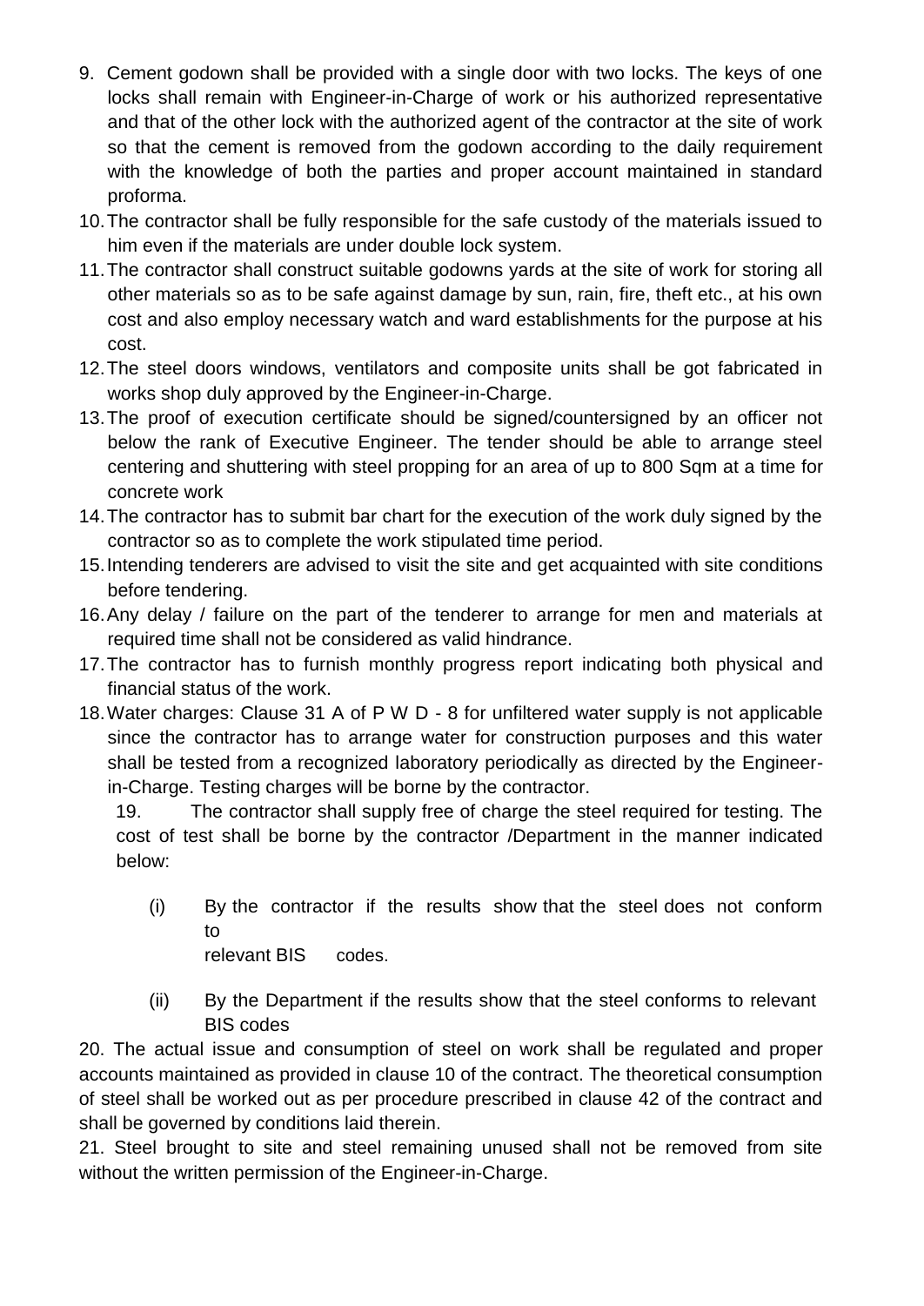9. Cement godown shall be provided with a single door with two locks. The keys of one locks shall remain with Engineer-in-Charge of work or his authorized representative and that of the other lock with the authorized agent of the contractor at the site of work so that the cement is removed from the godown according to the daily requirement with the knowledge of both the parties and proper account maintained in standard proforma.
10. The contractor shall be fully responsible for the safe custody of the materials issued to him even if the materials are under double lock system.
11. The contractor shall construct suitable godowns yards at the site of work for storing all other materials so as to be safe against damage by sun, rain, fire, theft etc., at his own cost and also employ necessary watch and ward establishments for the purpose at his cost.
12. The steel doors windows, ventilators and composite units shall be got fabricated in works shop duly approved by the Engineer-in-Charge.
13. The proof of execution certificate should be signed/countersigned by an officer not below the rank of Executive Engineer. The tender should be able to arrange steel centering and shuttering with steel propping for an area of up to 800 Sqm at a time for concrete work
14. The contractor has to submit bar chart for the execution of the work duly signed by the contractor so as to complete the work stipulated time period.
15. Intending tenderers are advised to visit the site and get acquainted with site conditions before tendering.
16. Any delay / failure on the part of the tenderer to arrange for men and materials at required time shall not be considered as valid hindrance.
17. The contractor has to furnish monthly progress report indicating both physical and financial status of the work.
18. Water charges: Clause 31 A of P W D - 8 for unfiltered water supply is not applicable since the contractor has to arrange water for construction purposes and this water shall be tested from a recognized laboratory periodically as directed by the Engineer-in-Charge. Testing charges will be borne by the contractor.

19. The contractor shall supply free of charge the steel required for testing. The cost of test shall be borne by the contractor /Department in the manner indicated below:

   (i) By the contractor if the results show that the steel does not conform to relevant BIS codes.

   (ii) By the Department if the results show that the steel conforms to relevant BIS codes

20. The actual issue and consumption of steel on work shall be regulated and proper accounts maintained as provided in clause 10 of the contract. The theoretical consumption of steel shall be worked out as per procedure prescribed in clause 42 of the contract and shall be governed by conditions laid therein.

21. Steel brought to site and steel remaining unused shall not be removed from site without the written permission of the Engineer-in-Charge.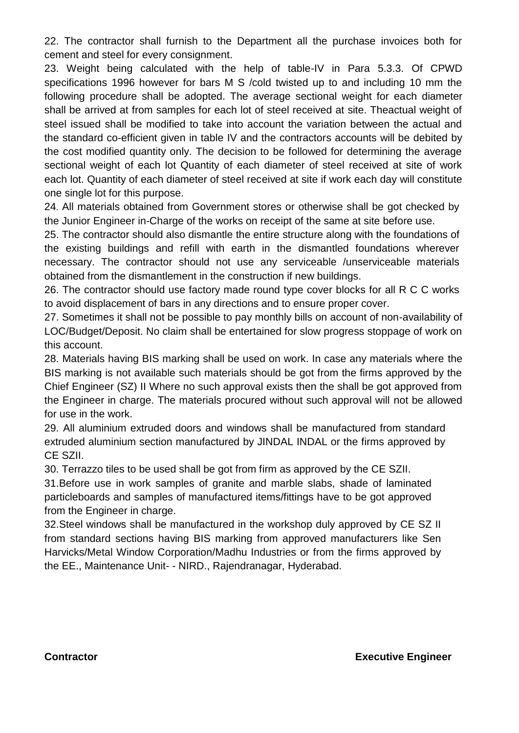22. The contractor shall furnish to the Department all the purchase invoices both for cement and steel for every consignment.

23. Weight being calculated with the help of table-IV in Para 5.3.3. Of CPWD specifications 1996 however for bars M S /cold twisted up to and including 10 mm the following procedure shall be adopted. The average sectional weight for each diameter shall be arrived at from samples for each lot of steel received at site. Theactual weight of steel issued shall be modified to take into account the variation between the actual and the standard co-efficient given in table IV and the contractors accounts will be debited by the cost modified quantity only. The decision to be followed for determining the average sectional weight of each lot Quantity of each diameter of steel received at site of work each lot. Quantity of each diameter of steel received at site if work each day will constitute one single lot for this purpose.

24. All materials obtained from Government stores or otherwise shall be got checked by the Junior Engineer in-Charge of the works on receipt of the same at site before use.

25. The contractor should also dismantle the entire structure along with the foundations of the existing buildings and refill with earth in the dismantled foundations wherever necessary. The contractor should not use any serviceable /unserviceable materials obtained from the dismantlement in the construction if new buildings.

26. The contractor should use factory made round type cover blocks for all R C C works to avoid displacement of bars in any directions and to ensure proper cover.

27. Sometimes it shall not be possible to pay monthly bills on account of non-availability of LOC/Budget/Deposit. No claim shall be entertained for slow progress stoppage of work on this account.

28. Materials having BIS marking shall be used on work. In case any materials where the BIS marking is not available such materials should be got from the firms approved by the Chief Engineer (SZ) II Where no such approval exists then the shall be got approved from the Engineer in charge. The materials procured without such approval will not be allowed for use in the work.

29. All aluminium extruded doors and windows shall be manufactured from standard extruded aluminium section manufactured by JINDAL INDAL or the firms approved by CE SZII.

30. Terrazzo tiles to be used shall be got from firm as approved by the CE SZII.

31.Before use in work samples of granite and marble slabs, shade of laminated particleboards and samples of manufactured items/fittings have to be got approved from the Engineer in charge.

32.Steel windows shall be manufactured in the workshop duly approved by CE SZ II from standard sections having BIS marking from approved manufacturers like Sen Harvicks/Metal Window Corporation/Madhu Industries or from the firms approved by the EE., Maintenance Unit- - NIRD., Rajendranagar, Hyderabad.

**Contractor** **Executive Engineer**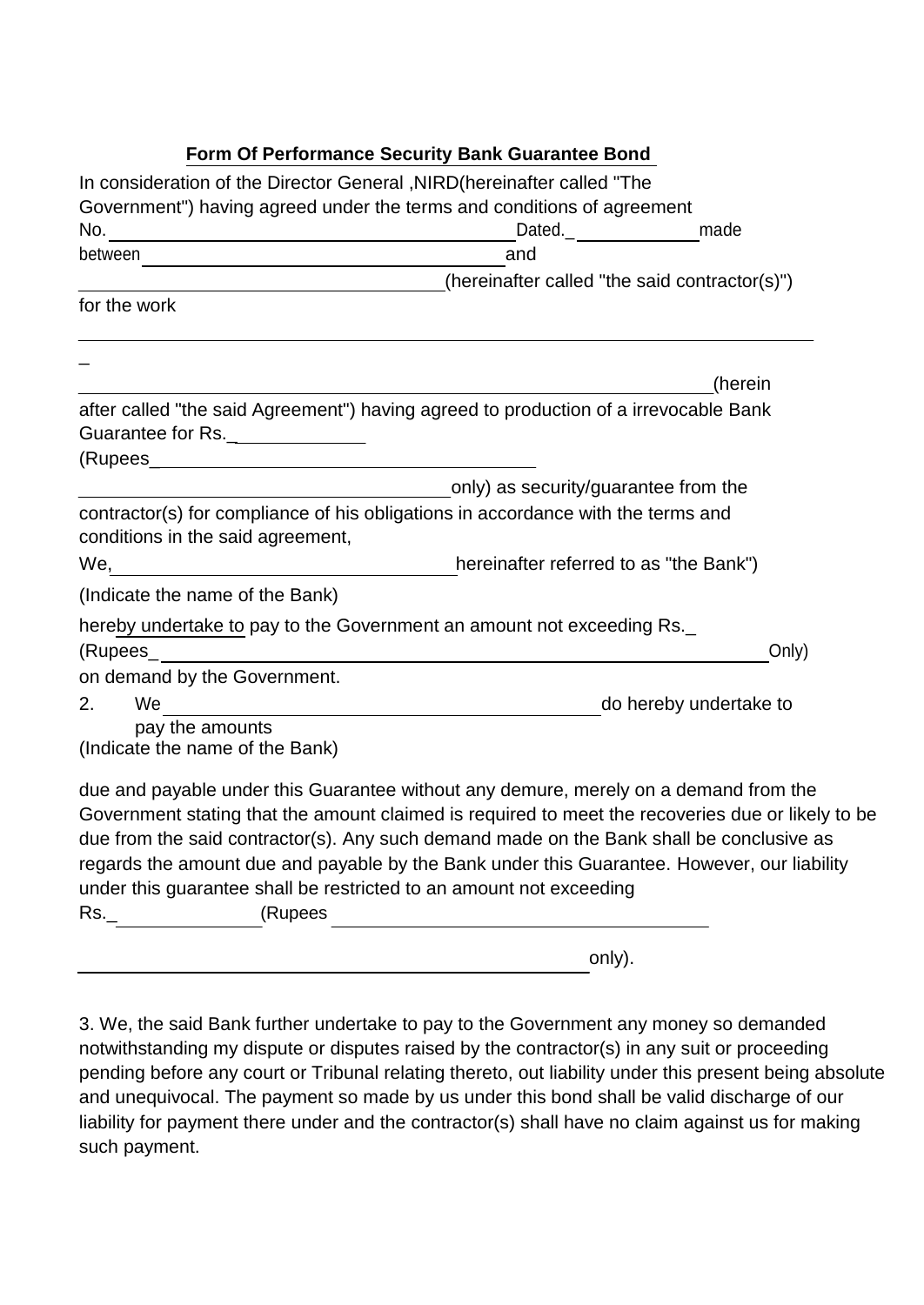## Form Of Performance Security Bank Guarantee Bond

In consideration of the Director General ,NIRD(hereinafter called "The Government") having agreed under the terms and conditions of agreement No. ________________________________ Dated._ ____________ made between ________________________________ and ________________________________ (hereinafter called "the said contractor(s)") for the work

________________________________________________________________

_

________________________________________________________________ (herein after called "the said Agreement") having agreed to production of a irrevocable Bank Guarantee for Rs._____________ (Rupees_____________________________________ ________________________________only) as security/guarantee from the contractor(s) for compliance of his obligations in accordance with the terms and conditions in the said agreement,

We,________________________________hereinafter referred to as "the Bank")

(Indicate the name of the Bank)

hereby undertake to pay to the Government an amount not exceeding Rs._ (Rupees_________________________________________________________Only) on demand by the Government.

2. We ________________________________________ do hereby undertake to pay the amounts

(Indicate the name of the Bank)

due and payable under this Guarantee without any demure, merely on a demand from the Government stating that the amount claimed is required to meet the recoveries due or likely to be due from the said contractor(s). Any such demand made on the Bank shall be conclusive as regards the amount due and payable by the Bank under this Guarantee. However, our liability under this guarantee shall be restricted to an amount not exceeding Rs._______________(Rupees ____________________________________

________________________________________________________only).

3. We, the said Bank further undertake to pay to the Government any money so demanded notwithstanding my dispute or disputes raised by the contractor(s) in any suit or proceeding pending before any court or Tribunal relating thereto, out liability under this present being absolute and unequivocal. The payment so made by us under this bond shall be valid discharge of our liability for payment there under and the contractor(s) shall have no claim against us for making such payment.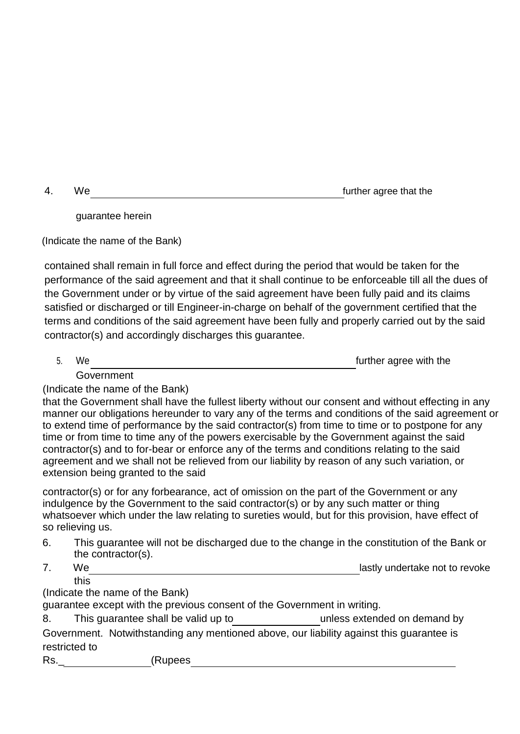4. We \_\_\_\_\_\_\_\_\_\_\_\_\_\_\_\_\_\_\_\_\_\_\_\_\_\_\_\_\_\_\_\_\_\_\_\_\_\_\_\_ further agree that the guarantee herein

(Indicate the name of the Bank)

contained shall remain in full force and effect during the period that would be taken for the performance of the said agreement and that it shall continue to be enforceable till all the dues of the Government under or by virtue of the said agreement have been fully paid and its claims satisfied or discharged or till Engineer-in-charge on behalf of the government certified that the terms and conditions of the said agreement have been fully and properly carried out by the said contractor(s) and accordingly discharges this guarantee.

5. We \_\_\_\_\_\_\_\_\_\_\_\_\_\_\_\_\_\_\_\_\_\_\_\_\_\_\_\_\_\_\_\_\_\_\_\_\_\_\_\_ further agree with the Government

(Indicate the name of the Bank)

that the Government shall have the fullest liberty without our consent and without effecting in any manner our obligations hereunder to vary any of the terms and conditions of the said agreement or to extend time of performance by the said contractor(s) from time to time or to postpone for any time or from time to time any of the powers exercisable by the Government against the said contractor(s) and to for-bear or enforce any of the terms and conditions relating to the said agreement and we shall not be relieved from our liability by reason of any such variation, or extension being granted to the said

contractor(s) or for any forbearance, act of omission on the part of the Government or any indulgence by the Government to the said contractor(s) or by any such matter or thing whatsoever which under the law relating to sureties would, but for this provision, have effect of so relieving us.

6. This guarantee will not be discharged due to the change in the constitution of the Bank or the contractor(s).

7. We \_\_\_\_\_\_\_\_\_\_\_\_\_\_\_\_\_\_\_\_\_\_\_\_\_\_\_\_\_\_\_\_\_\_\_\_\_\_\_\_ lastly undertake not to revoke this

(Indicate the name of the Bank)

guarantee except with the previous consent of the Government in writing.

8. This guarantee shall be valid up to \_\_\_\_\_\_\_\_\_\_\_\_\_\_ unless extended on demand by Government. Notwithstanding any mentioned above, our liability against this guarantee is restricted to

Rs.\_\_\_\_\_\_\_\_\_\_\_\_\_\_\_\_ (Rupees \_\_\_\_\_\_\_\_\_\_\_\_\_\_\_\_\_\_\_\_\_\_\_\_\_\_\_\_\_\_\_\_\_\_\_\_\_\_\_\_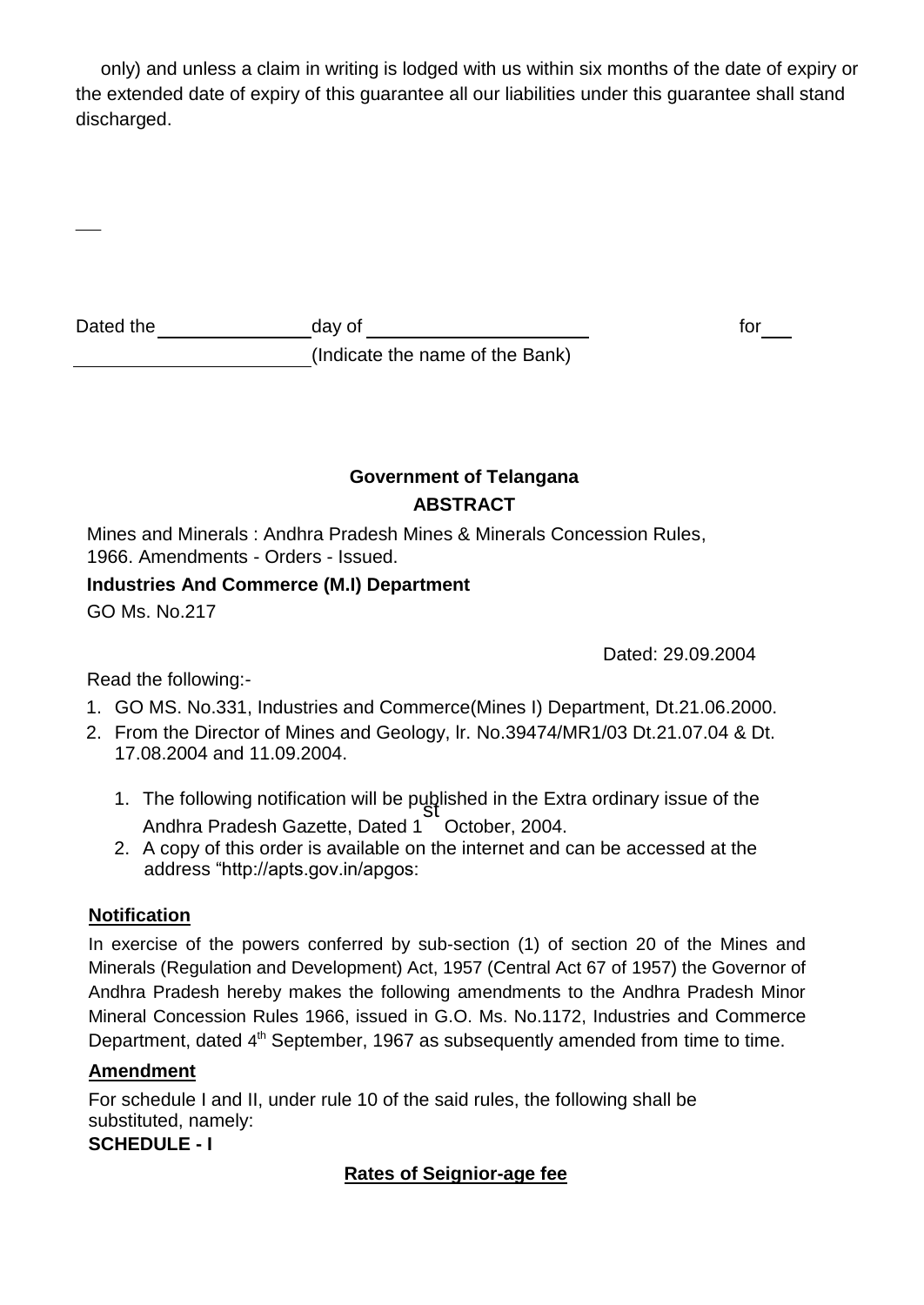only) and unless a claim in writing is lodged with us within six months of the date of expiry or the extended date of expiry of this guarantee all our liabilities under this guarantee shall stand discharged.

Dated the ______________ day of ____________________ for ___

______________________ (Indicate the name of the Bank)

**Government of Telangana**

**ABSTRACT**

Mines and Minerals : Andhra Pradesh Mines & Minerals Concession Rules, 1966. Amendments - Orders - Issued.

**Industries And Commerce (M.I) Department**

GO Ms. No.217

Dated: 29.09.2004

Read the following:-

1. GO MS. No.331, Industries and Commerce(Mines I) Department, Dt.21.06.2000.
2. From the Director of Mines and Geology, lr. No.39474/MR1/03 Dt.21.07.04 & Dt. 17.08.2004 and 11.09.2004.

   1. The following notification will be published in the Extra ordinary issue of the Andhra Pradesh Gazette, Dated 1st October, 2004.
   2. A copy of this order is available on the internet and can be accessed at the address "http://apts.gov.in/apgos:

**Notification**

In exercise of the powers conferred by sub-section (1) of section 20 of the Mines and Minerals (Regulation and Development) Act, 1957 (Central Act 67 of 1957) the Governor of Andhra Pradesh hereby makes the following amendments to the Andhra Pradesh Minor Mineral Concession Rules 1966, issued in G.O. Ms. No.1172, Industries and Commerce Department, dated 4th September, 1967 as subsequently amended from time to time.

**Amendment**

For schedule I and II, under rule 10 of the said rules, the following shall be substituted, namely:

**SCHEDULE - I**

**Rates of Seignior-age fee**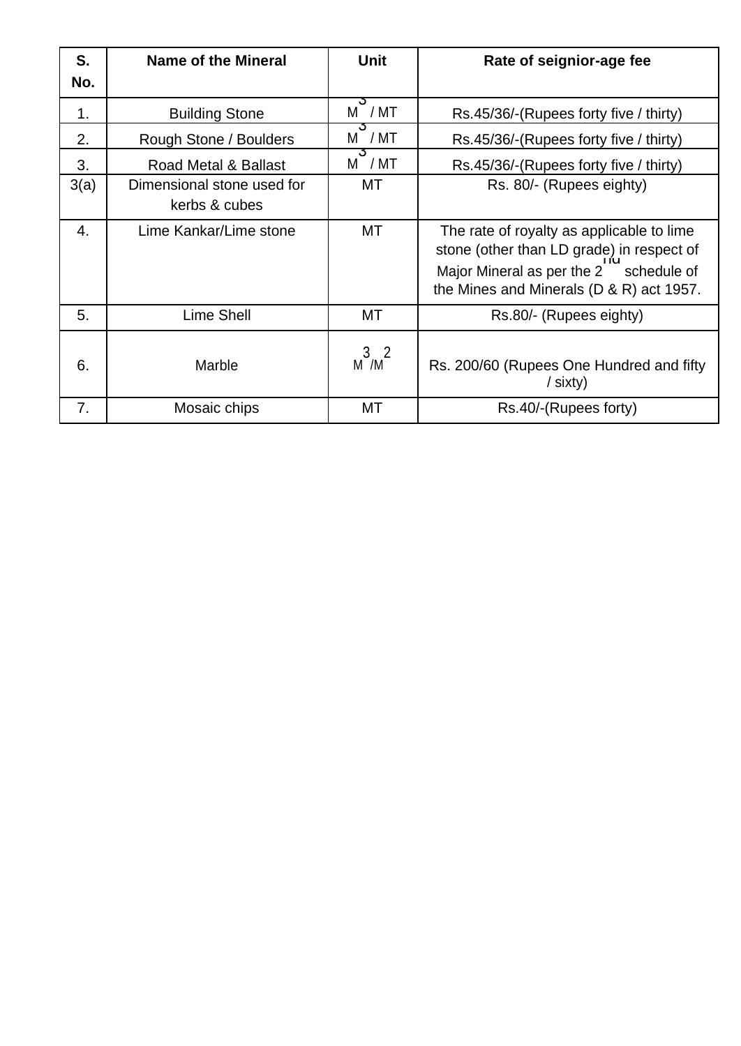| S. No. | Name of the Mineral | Unit | Rate of seignior-age fee |
|---|---|---|---|
| 1. | Building Stone | $M^3$ / MT | Rs.45/36/-(Rupees forty five / thirty) |
| 2. | Rough Stone / Boulders | $M^3$ / MT | Rs.45/36/-(Rupees forty five / thirty) |
| 3. | Road Metal & Ballast | $M^3$ / MT | Rs.45/36/-(Rupees forty five / thirty) |
| 3(a) | Dimensional stone used for kerbs & cubes | MT | Rs. 80/- (Rupees eighty) |
| 4. | Lime Kankar/Lime stone | MT | The rate of royalty as applicable to lime stone (other than LD grade) in respect of Major Mineral as per the 2nd schedule of the Mines and Minerals (D & R) act 1957. |
| 5. | Lime Shell | MT | Rs.80/- (Rupees eighty) |
| 6. | Marble | $M^3/M^2$ | Rs. 200/60 (Rupees One Hundred and fifty / sixty) |
| 7. | Mosaic chips | MT | Rs.40/-(Rupees forty) |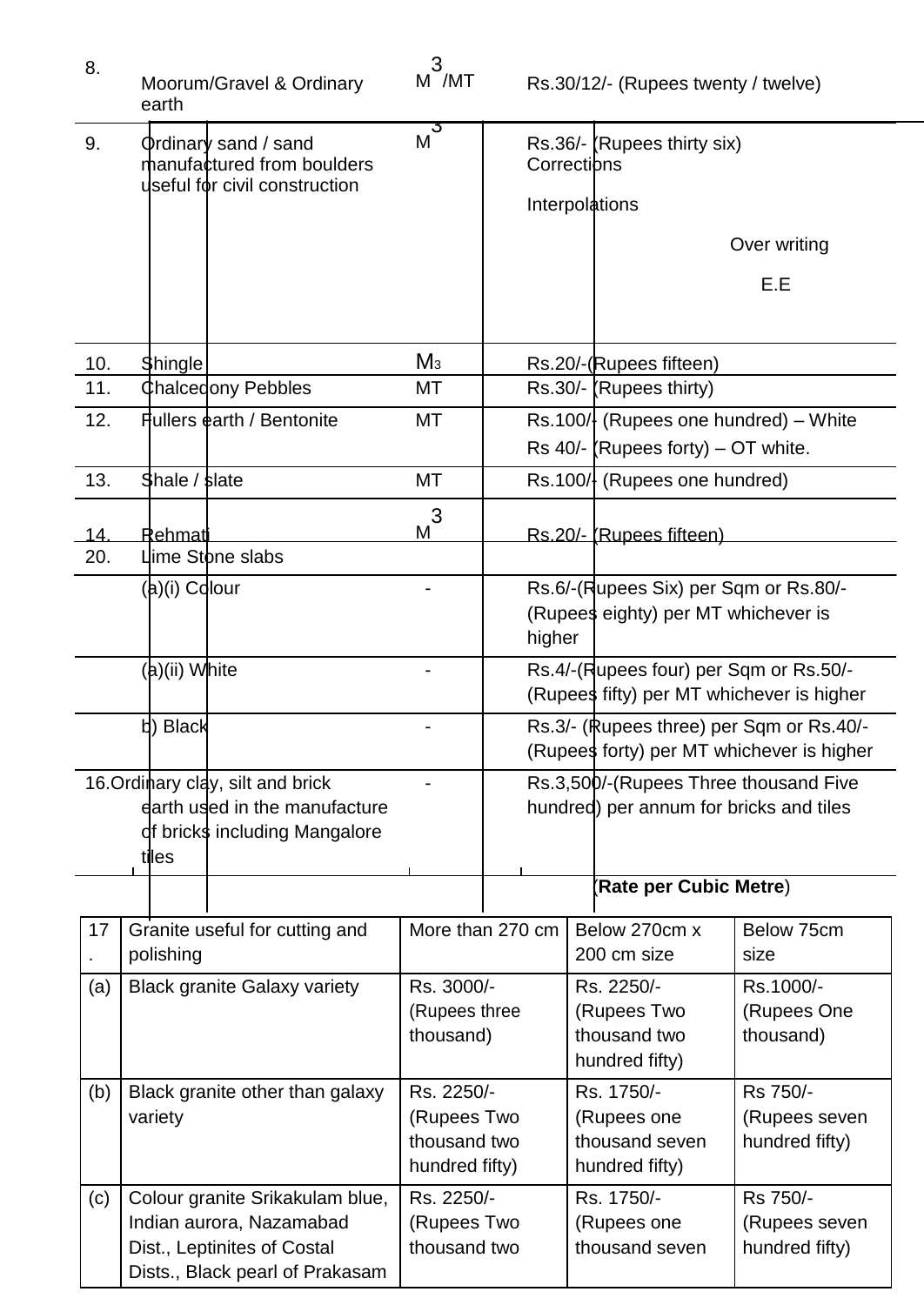| | | | |
|---|---|---|---|
| 8. | Moorum/Gravel & Ordinary earth | $M^3$/MT | Rs.30/12/- (Rupees twenty / twelve) |
| 9. | Ordinary sand / sand manufactured from boulders useful for civil construction | $M^3$ | Rs.36/- (Rupees thirty six)<br>Corrections<br>Interpolations<br>Over writing<br>E.E |
| 10. | Shingle | $M^3$ | Rs.20/-(Rupees fifteen) |
| 11. | Chalcedony Pebbles | MT | Rs.30/- (Rupees thirty) |
| 12. | Fullers earth / Bentonite | MT | Rs.100/- (Rupees one hundred) – White<br>Rs 40/- (Rupees forty) – OT white. |
| 13. | Shale / slate | MT | Rs.100/- (Rupees one hundred) |
| 14. | Rehmati | $M^3$ | Rs.20/- (Rupees fifteen) |
| 20. | Lime Stone slabs | | |
| | (a)(i) Colour | - | Rs.6/-(Rupees Six) per Sqm or Rs.80/- (Rupees eighty) per MT whichever is higher |
| | (a)(ii) White | - | Rs.4/-(Rupees four) per Sqm or Rs.50/- (Rupees fifty) per MT whichever is higher |
| | b) Black | - | Rs.3/- (Rupees three) per Sqm or Rs.40/- (Rupees forty) per MT whichever is higher |
| 16. | Ordinary clay, silt and brick earth used in the manufacture of bricks including Mangalore tiles | - | Rs.3,500/-(Rupees Three thousand Five hundred) per annum for bricks and tiles |

(**Rate per Cubic Metre**)

| 17. | Granite useful for cutting and polishing | More than 270 cm | Below 270cm x 200 cm size | Below 75cm size |
|---|---|---|---|---|
| (a) | Black granite Galaxy variety | Rs. 3000/- (Rupees three thousand) | Rs. 2250/- (Rupees Two thousand two hundred fifty) | Rs.1000/- (Rupees One thousand) |
| (b) | Black granite other than galaxy variety | Rs. 2250/- (Rupees Two thousand two hundred fifty) | Rs. 1750/- (Rupees one thousand seven hundred fifty) | Rs 750/- (Rupees seven hundred fifty) |
| (c) | Colour granite Srikakulam blue, Indian aurora, Nazamabad Dist., Leptinites of Costal Dists., Black pearl of Prakasam | Rs. 2250/- (Rupees Two thousand two | Rs. 1750/- (Rupees one thousand seven | Rs 750/- (Rupees seven hundred fifty) |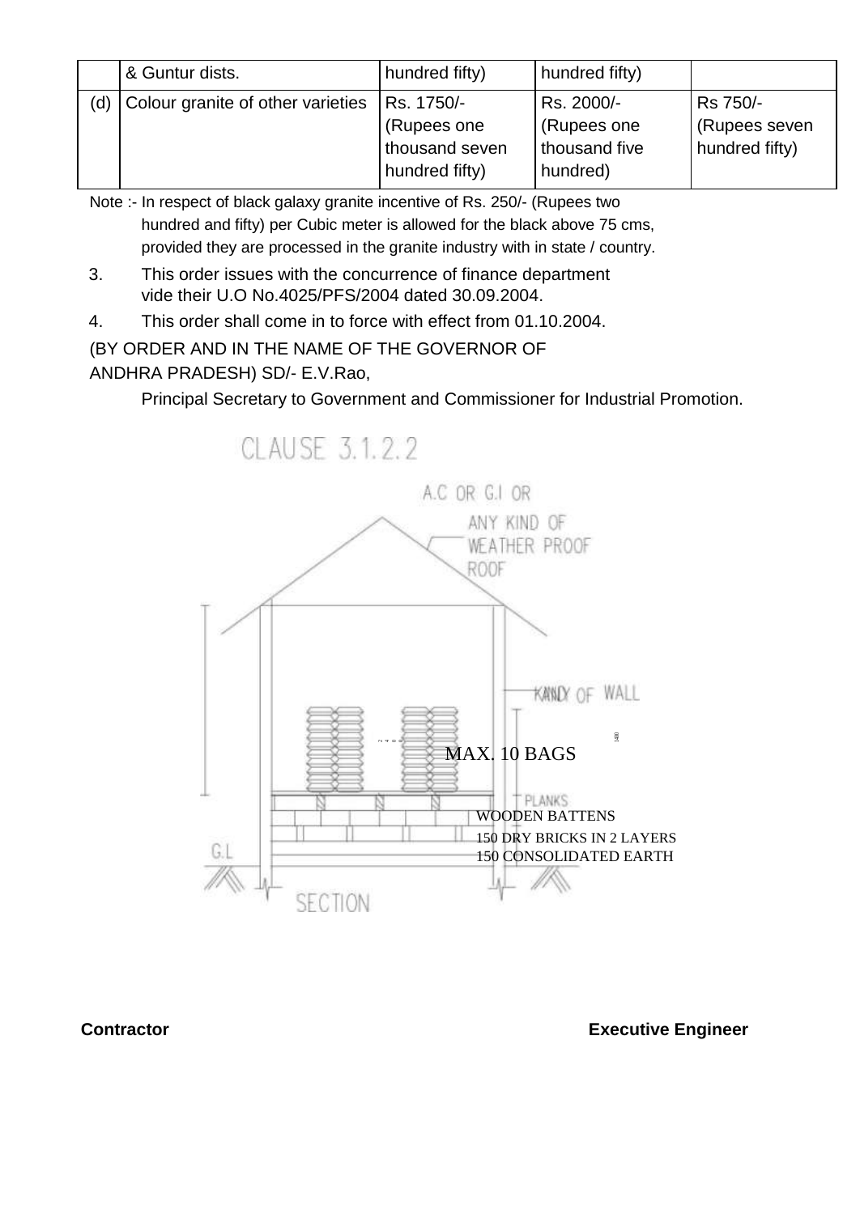|  | & Guntur dists. | hundred fifty) | hundred fifty) |  |
|---|---|---|---|---|
| (d) | Colour granite of other varieties | Rs. 1750/- (Rupees one thousand seven hundred fifty) | Rs. 2000/- (Rupees one thousand five hundred) | Rs 750/- (Rupees seven hundred fifty) |

Note :- In respect of black galaxy granite incentive of Rs. 250/- (Rupees two hundred and fifty) per Cubic meter is allowed for the black above 75 cms, provided they are processed in the granite industry with in state / country.

3. This order issues with the concurrence of finance department vide their U.O No.4025/PFS/2004 dated 30.09.2004.

4. This order shall come in to force with effect from 01.10.2004.

(BY ORDER AND IN THE NAME OF THE GOVERNOR OF ANDHRA PRADESH) SD/- E.V.Rao,

Principal Secretary to Government and Commissioner for Industrial Promotion.

CLAUSE 3.1.2.2

A.C OR G.I OR ANY KIND OF WEATHER PROOF ROOF

KANDY OF WALL

MAX. 10 BAGS

PLANKS

WOODEN BATTENS

150 DRY BRICKS IN 2 LAYERS

150 CONSOLIDATED EARTH

G.L

SECTION

**Contractor** **Executive Engineer**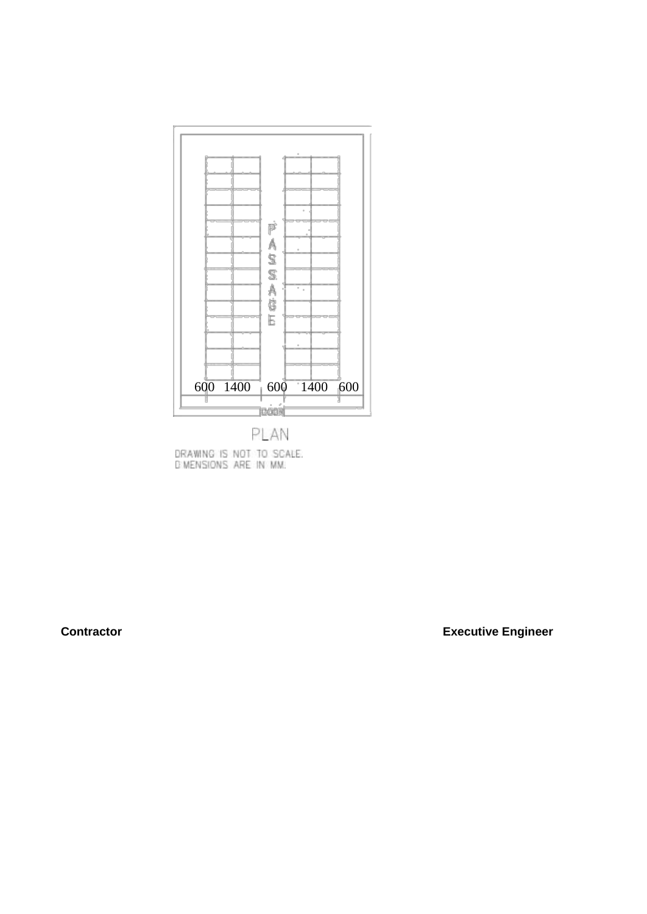PASSAGE

600 1400 600 1400 600

DOOR

PLAN

DRAWING IS NOT TO SCALE.
DIMENSIONS ARE IN MM.

**Contractor** **Executive Engineer**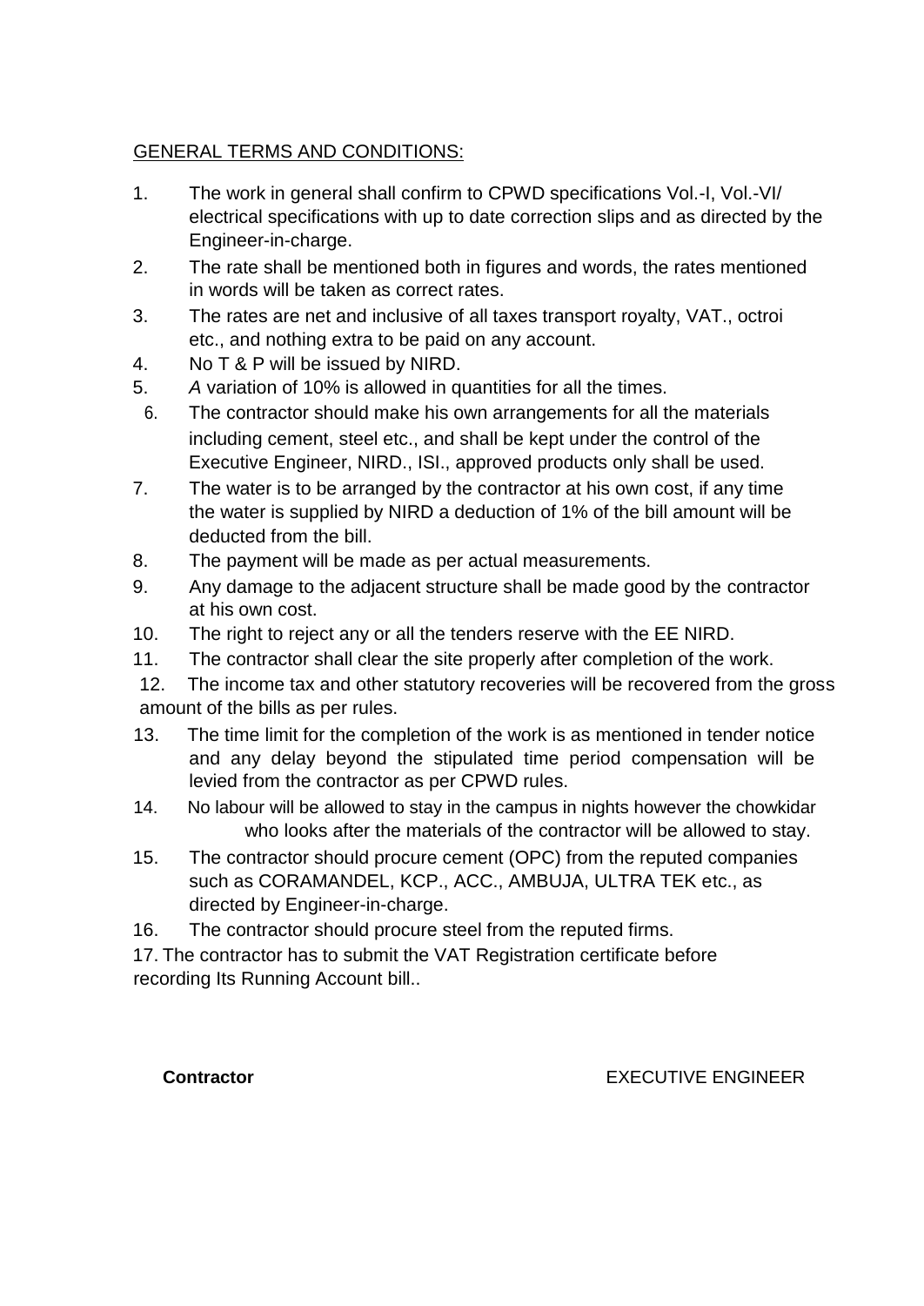GENERAL TERMS AND CONDITIONS:

1. The work in general shall confirm to CPWD specifications Vol.-I, Vol.-VI/ electrical specifications with up to date correction slips and as directed by the Engineer-in-charge.
2. The rate shall be mentioned both in figures and words, the rates mentioned in words will be taken as correct rates.
3. The rates are net and inclusive of all taxes transport royalty, VAT., octroi etc., and nothing extra to be paid on any account.
4. No T & P will be issued by NIRD.
5. *A* variation of 10% is allowed in quantities for all the times.
6. The contractor should make his own arrangements for all the materials including cement, steel etc., and shall be kept under the control of the Executive Engineer, NIRD., ISI., approved products only shall be used.
7. The water is to be arranged by the contractor at his own cost, if any time the water is supplied by NIRD a deduction of 1% of the bill amount will be deducted from the bill.
8. The payment will be made as per actual measurements.
9. Any damage to the adjacent structure shall be made good by the contractor at his own cost.
10. The right to reject any or all the tenders reserve with the EE NIRD.
11. The contractor shall clear the site properly after completion of the work.
12. The income tax and other statutory recoveries will be recovered from the gross amount of the bills as per rules.
13. The time limit for the completion of the work is as mentioned in tender notice and any delay beyond the stipulated time period compensation will be levied from the contractor as per CPWD rules.
14. No labour will be allowed to stay in the campus in nights however the chowkidar who looks after the materials of the contractor will be allowed to stay.
15. The contractor should procure cement (OPC) from the reputed companies such as CORAMANDEL, KCP., ACC., AMBUJA, ULTRA TEK etc., as directed by Engineer-in-charge.
16. The contractor should procure steel from the reputed firms.
17. The contractor has to submit the VAT Registration certificate before recording Its Running Account bill..

**Contractor** EXECUTIVE ENGINEER